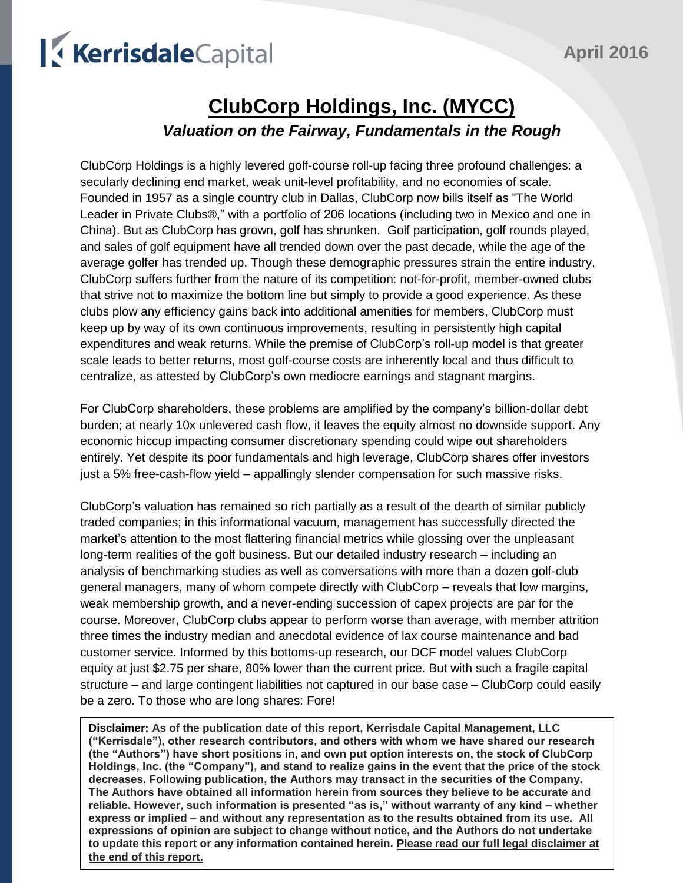KerrisdaleCapital

April 2016

# ClubCorp Holdings, Inc. (MYCC)

### *Valuation on the Fairway, Fundamentals in the Rough*

ClubCorp Holdings is a highly levered golf-course roll-up facing three profound challenges: a secularly declining end market, weak unit-level profitability, and no economies of scale. Founded in 1957 as a single country club in Dallas, ClubCorp now bills itself as "The World Leader in Private Clubs®," with a portfolio of 206 locations (including two in Mexico and one in China). But as ClubCorp has grown, golf has shrunken. Golf participation, golf rounds played, and sales of golf equipment have all trended down over the past decade, while the age of the average golfer has trended up. Though these demographic pressures strain the entire industry, ClubCorp suffers further from the nature of its competition: not-for-profit, member-owned clubs that strive not to maximize the bottom line but simply to provide a good experience. As these clubs plow any efficiency gains back into additional amenities for members, ClubCorp must keep up by way of its own continuous improvements, resulting in persistently high capital expenditures and weak returns. While the premise of ClubCorp's roll-up model is that greater scale leads to better returns, most golf-course costs are inherently local and thus difficult to centralize, as attested by ClubCorp's own mediocre earnings and stagnant margins.

For ClubCorp shareholders, these problems are amplified by the company's billion-dollar debt burden; at nearly 10x unlevered cash flow, it leaves the equity almost no downside support. Any economic hiccup impacting consumer discretionary spending could wipe out shareholders entirely. Yet despite its poor fundamentals and high leverage, ClubCorp shares offer investors just a 5% free-cash-flow yield – appallingly slender compensation for such massive risks.

ClubCorp's valuation has remained so rich partially as a result of the dearth of similar publicly traded companies; in this informational vacuum, management has successfully directed the market's attention to the most flattering financial metrics while glossing over the unpleasant long-term realities of the golf business. But our detailed industry research – including an analysis of benchmarking studies as well as conversations with more than a dozen golf-club general managers, many of whom compete directly with ClubCorp – reveals that low margins, weak membership growth, and a never-ending succession of capex projects are par for the course. Moreover, ClubCorp clubs appear to perform worse than average, with member attrition three times the industry median and anecdotal evidence of lax course maintenance and bad customer service. Informed by this bottoms-up research, our DCF model values ClubCorp equity at just $2.75 per share, 80% lower than the current price. But with such a fragile capital structure – and large contingent liabilities not captured in our base case – ClubCorp could easily be a zero. To those who are long shares: Fore!

**Disclaimer: As of the publication date of this report, Kerrisdale Capital Management, LLC ("Kerrisdale"), other research contributors, and others with whom we have shared our research (the "Authors") have short positions in, and own put option interests on, the stock of ClubCorp Holdings, Inc. (the "Company"), and stand to realize gains in the event that the price of the stock decreases. Following publication, the Authors may transact in the securities of the Company. The Authors have obtained all information herein from sources they believe to be accurate and reliable. However, such information is presented "as is," without warranty of any kind – whether express or implied – and without any representation as to the results obtained from its use. All expressions of opinion are subject to change without notice, and the Authors do not undertake to update this report or any information contained herein. Please read our full legal disclaimer at the end of this report.**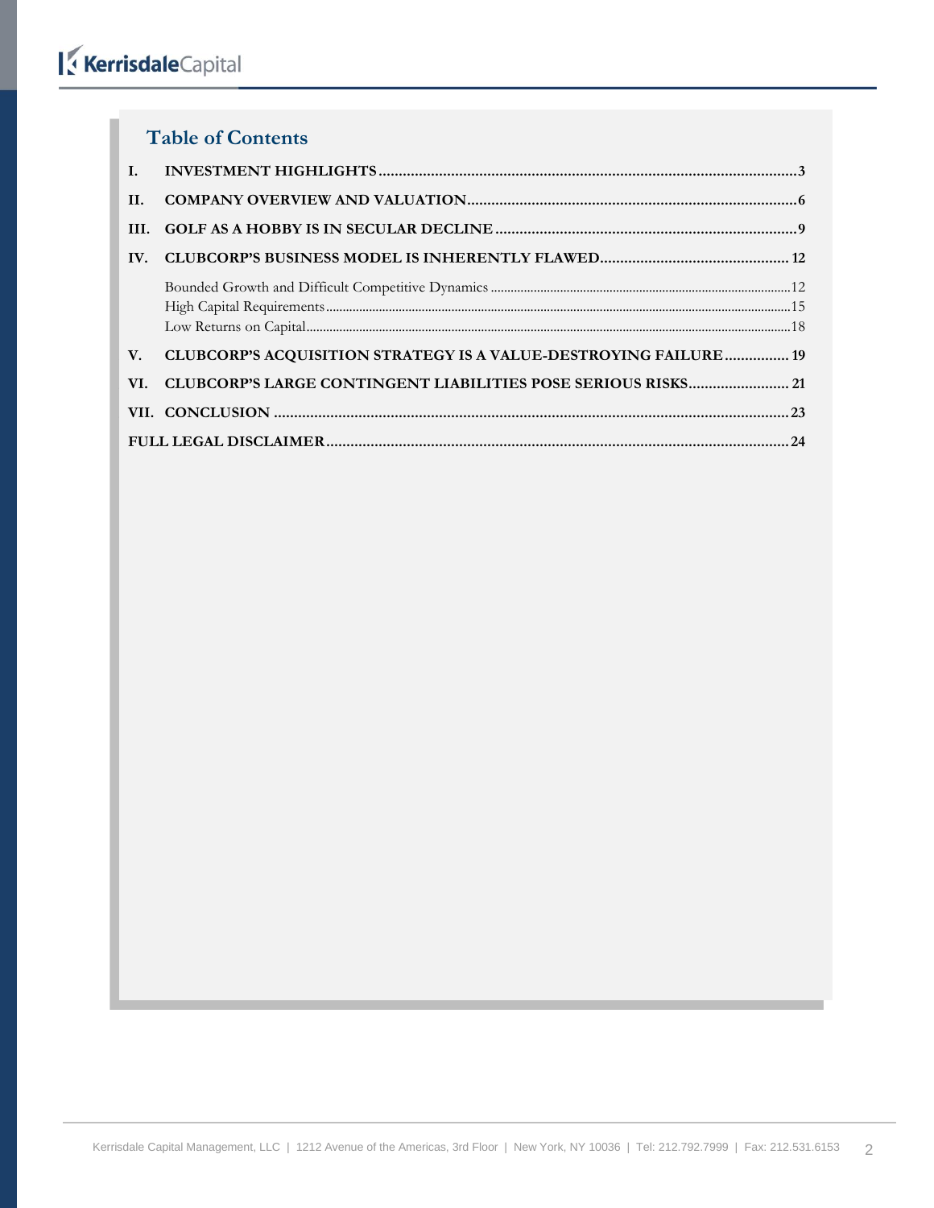## Table of Contents

| | | |
|---|---|---|
| I. | INVESTMENT HIGHLIGHTS | 3 |
| II. | COMPANY OVERVIEW AND VALUATION | 6 |
| III. | GOLF AS A HOBBY IS IN SECULAR DECLINE | 9 |
| IV. | CLUBCORP'S BUSINESS MODEL IS INHERENTLY FLAWED | 12 |
| | Bounded Growth and Difficult Competitive Dynamics | 12 |
| | High Capital Requirements | 15 |
| | Low Returns on Capital | 18 |
| V. | CLUBCORP'S ACQUISITION STRATEGY IS A VALUE-DESTROYING FAILURE | 19 |
| VI. | CLUBCORP'S LARGE CONTINGENT LIABILITIES POSE SERIOUS RISKS | 21 |
| VII. | CONCLUSION | 23 |
| | FULL LEGAL DISCLAIMER | 24 |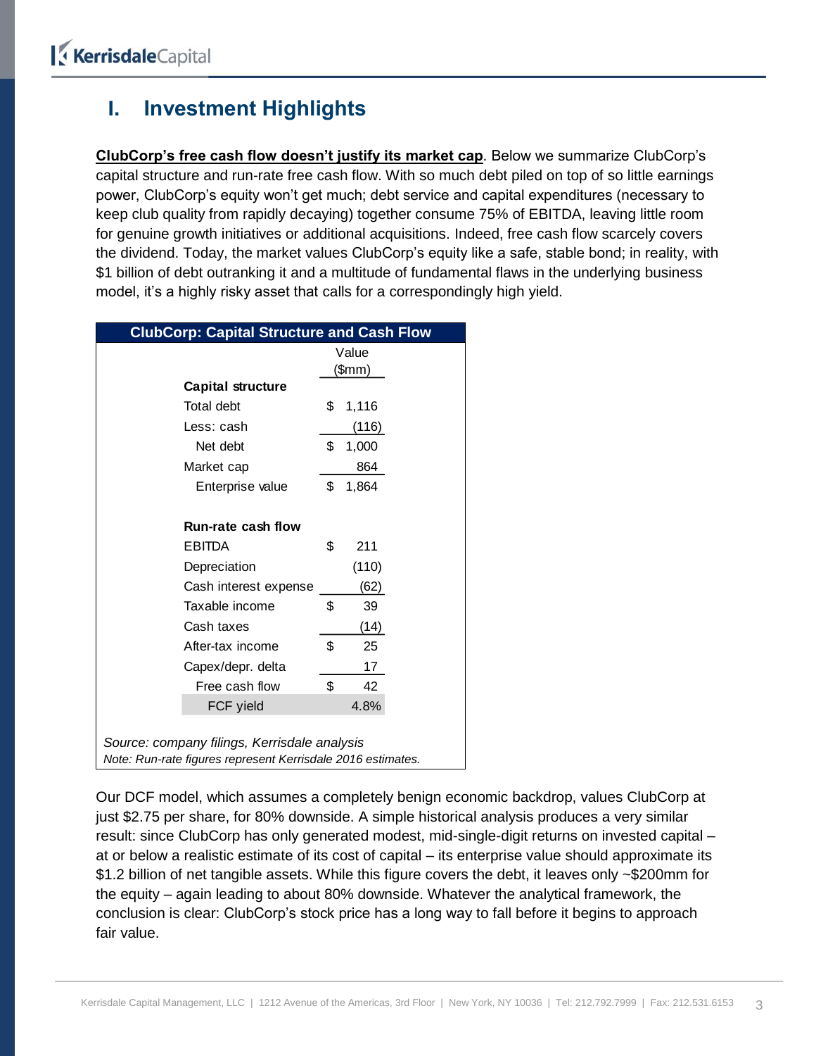# I. Investment Highlights

**ClubCorp's free cash flow doesn't justify its market cap**. Below we summarize ClubCorp's capital structure and run-rate free cash flow. With so much debt piled on top of so little earnings power, ClubCorp's equity won't get much; debt service and capital expenditures (necessary to keep club quality from rapidly decaying) together consume 75% of EBITDA, leaving little room for genuine growth initiatives or additional acquisitions. Indeed, free cash flow scarcely covers the dividend. Today, the market values ClubCorp's equity like a safe, stable bond; in reality, with $1 billion of debt outranking it and a multitude of fundamental flaws in the underlying business model, it's a highly risky asset that calls for a correspondingly high yield.

**ClubCorp: Capital Structure and Cash Flow**

| | Value ($mm) |
|---|---|
| **Capital structure** | |
| Total debt | $ 1,116 |
| Less: cash | (116) |
| Net debt | $ 1,000 |
| Market cap | 864 |
| Enterprise value | $ 1,864 |
| | |
| **Run-rate cash flow** | |
| EBITDA | $ 211 |
| Depreciation | (110) |
| Cash interest expense | (62) |
| Taxable income | $ 39 |
| Cash taxes | (14) |
| After-tax income | $ 25 |
| Capex/depr. delta | 17 |
| Free cash flow | $ 42 |
| FCF yield | 4.8% |

*Source: company filings, Kerrisdale analysis*
*Note: Run-rate figures represent Kerrisdale 2016 estimates.*

Our DCF model, which assumes a completely benign economic backdrop, values ClubCorp at just $2.75 per share, for 80% downside. A simple historical analysis produces a very similar result: since ClubCorp has only generated modest, mid-single-digit returns on invested capital – at or below a realistic estimate of its cost of capital – its enterprise value should approximate its $1.2 billion of net tangible assets. While this figure covers the debt, it leaves only ~$200mm for the equity – again leading to about 80% downside. Whatever the analytical framework, the conclusion is clear: ClubCorp's stock price has a long way to fall before it begins to approach fair value.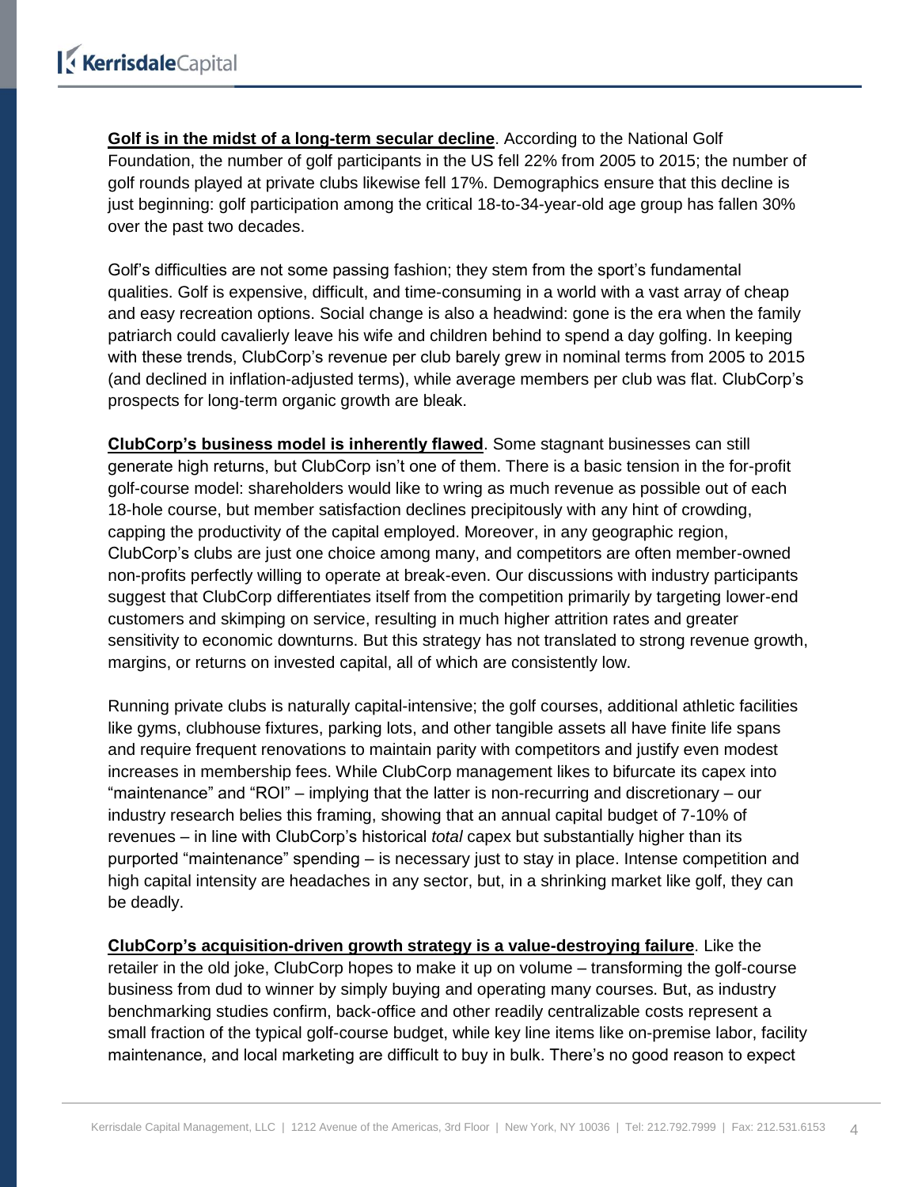**<u>Golf is in the midst of a long-term secular decline</u>**. According to the National Golf Foundation, the number of golf participants in the US fell 22% from 2005 to 2015; the number of golf rounds played at private clubs likewise fell 17%. Demographics ensure that this decline is just beginning: golf participation among the critical 18-to-34-year-old age group has fallen 30% over the past two decades.

Golf's difficulties are not some passing fashion; they stem from the sport's fundamental qualities. Golf is expensive, difficult, and time-consuming in a world with a vast array of cheap and easy recreation options. Social change is also a headwind: gone is the era when the family patriarch could cavalierly leave his wife and children behind to spend a day golfing. In keeping with these trends, ClubCorp's revenue per club barely grew in nominal terms from 2005 to 2015 (and declined in inflation-adjusted terms), while average members per club was flat. ClubCorp's prospects for long-term organic growth are bleak.

**<u>ClubCorp's business model is inherently flawed</u>**. Some stagnant businesses can still generate high returns, but ClubCorp isn't one of them. There is a basic tension in the for-profit golf-course model: shareholders would like to wring as much revenue as possible out of each 18-hole course, but member satisfaction declines precipitously with any hint of crowding, capping the productivity of the capital employed. Moreover, in any geographic region, ClubCorp's clubs are just one choice among many, and competitors are often member-owned non-profits perfectly willing to operate at break-even. Our discussions with industry participants suggest that ClubCorp differentiates itself from the competition primarily by targeting lower-end customers and skimping on service, resulting in much higher attrition rates and greater sensitivity to economic downturns. But this strategy has not translated to strong revenue growth, margins, or returns on invested capital, all of which are consistently low.

Running private clubs is naturally capital-intensive; the golf courses, additional athletic facilities like gyms, clubhouse fixtures, parking lots, and other tangible assets all have finite life spans and require frequent renovations to maintain parity with competitors and justify even modest increases in membership fees. While ClubCorp management likes to bifurcate its capex into "maintenance" and "ROI" – implying that the latter is non-recurring and discretionary – our industry research belies this framing, showing that an annual capital budget of 7-10% of revenues – in line with ClubCorp's historical *total* capex but substantially higher than its purported "maintenance" spending – is necessary just to stay in place. Intense competition and high capital intensity are headaches in any sector, but, in a shrinking market like golf, they can be deadly.

**<u>ClubCorp's acquisition-driven growth strategy is a value-destroying failure</u>**. Like the retailer in the old joke, ClubCorp hopes to make it up on volume – transforming the golf-course business from dud to winner by simply buying and operating many courses. But, as industry benchmarking studies confirm, back-office and other readily centralizable costs represent a small fraction of the typical golf-course budget, while key line items like on-premise labor, facility maintenance, and local marketing are difficult to buy in bulk. There's no good reason to expect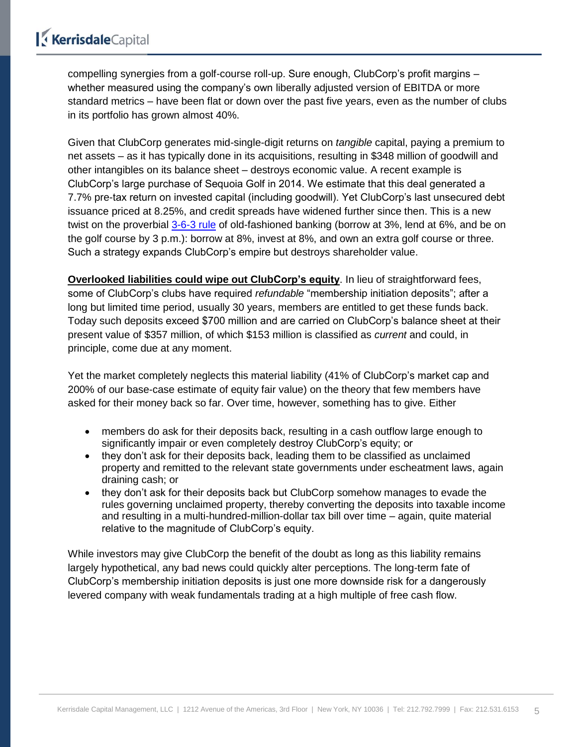compelling synergies from a golf-course roll-up. Sure enough, ClubCorp's profit margins – whether measured using the company's own liberally adjusted version of EBITDA or more standard metrics – have been flat or down over the past five years, even as the number of clubs in its portfolio has grown almost 40%.

Given that ClubCorp generates mid-single-digit returns on *tangible* capital, paying a premium to net assets – as it has typically done in its acquisitions, resulting in $348 million of goodwill and other intangibles on its balance sheet – destroys economic value. A recent example is ClubCorp's large purchase of Sequoia Golf in 2014. We estimate that this deal generated a 7.7% pre-tax return on invested capital (including goodwill). Yet ClubCorp's last unsecured debt issuance priced at 8.25%, and credit spreads have widened further since then. This is a new twist on the proverbial 3-6-3 rule of old-fashioned banking (borrow at 3%, lend at 6%, and be on the golf course by 3 p.m.): borrow at 8%, invest at 8%, and own an extra golf course or three. Such a strategy expands ClubCorp's empire but destroys shareholder value.

**Overlooked liabilities could wipe out ClubCorp's equity**. In lieu of straightforward fees, some of ClubCorp's clubs have required *refundable* "membership initiation deposits"; after a long but limited time period, usually 30 years, members are entitled to get these funds back. Today such deposits exceed $700 million and are carried on ClubCorp's balance sheet at their present value of $357 million, of which $153 million is classified as *current* and could, in principle, come due at any moment.

Yet the market completely neglects this material liability (41% of ClubCorp's market cap and 200% of our base-case estimate of equity fair value) on the theory that few members have asked for their money back so far. Over time, however, something has to give. Either

- members do ask for their deposits back, resulting in a cash outflow large enough to significantly impair or even completely destroy ClubCorp's equity; or
- they don't ask for their deposits back, leading them to be classified as unclaimed property and remitted to the relevant state governments under escheatment laws, again draining cash; or
- they don't ask for their deposits back but ClubCorp somehow manages to evade the rules governing unclaimed property, thereby converting the deposits into taxable income and resulting in a multi-hundred-million-dollar tax bill over time – again, quite material relative to the magnitude of ClubCorp's equity.

While investors may give ClubCorp the benefit of the doubt as long as this liability remains largely hypothetical, any bad news could quickly alter perceptions. The long-term fate of ClubCorp's membership initiation deposits is just one more downside risk for a dangerously levered company with weak fundamentals trading at a high multiple of free cash flow.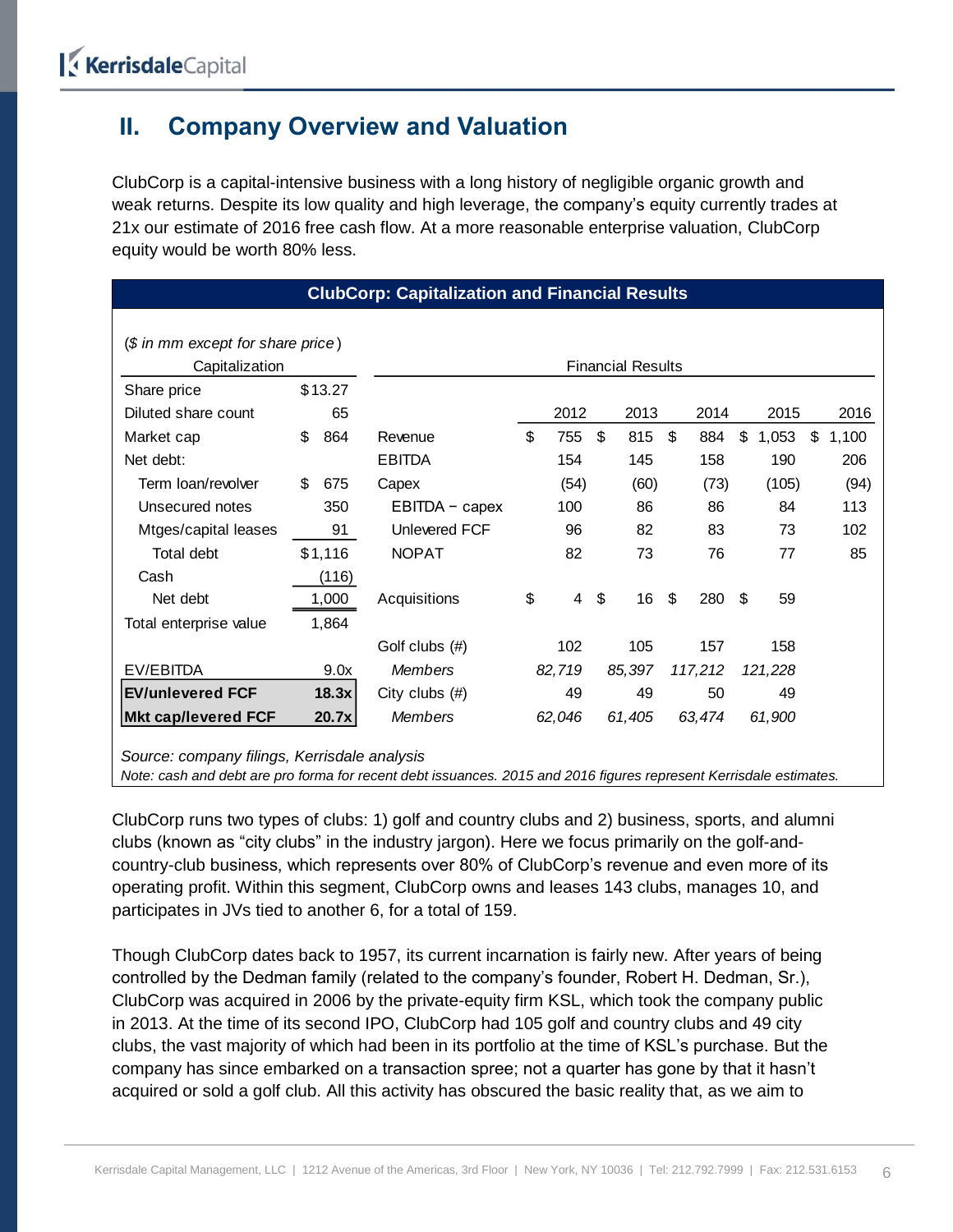## II. Company Overview and Valuation

ClubCorp is a capital-intensive business with a long history of negligible organic growth and weak returns. Despite its low quality and high leverage, the company's equity currently trades at 21x our estimate of 2016 free cash flow. At a more reasonable enterprise valuation, ClubCorp equity would be worth 80% less.

**ClubCorp: Capitalization and Financial Results**

*($ in mm except for share price)*

| Capitalization | | | Financial Results | | | | |
|---|---|---|---|---|---|---|---|
| Share price | $13.27 | | | | | | |
| Diluted share count | 65 | | 2012 | 2013 | 2014 | 2015 | 2016 |
| Market cap | $ 864 | Revenue | $ 755 | $ 815 | $ 884 | $ 1,053 | $ 1,100 |
| Net debt: | | EBITDA | 154 | 145 | 158 | 190 | 206 |
| Term loan/revolver | $ 675 | Capex | (54) | (60) | (73) | (105) | (94) |
| Unsecured notes | 350 | EBITDA − capex | 100 | 86 | 86 | 84 | 113 |
| Mtges/capital leases | 91 | Unlevered FCF | 96 | 82 | 83 | 73 | 102 |
| Total debt | $1,116 | NOPAT | 82 | 73 | 76 | 77 | 85 |
| Cash | (116) | | | | | | |
| Net debt | 1,000 | Acquisitions | $ 4 | $ 16 | $ 280 | $ 59 | |
| Total enterprise value | 1,864 | | | | | | |
| | | Golf clubs (#) | 102 | 105 | 157 | 158 | |
| EV/EBITDA | 9.0x | *Members* | *82,719* | *85,397* | *117,212* | *121,228* | |
| **EV/unlevered FCF** | **18.3x** | City clubs (#) | 49 | 49 | 50 | 49 | |
| **Mkt cap/levered FCF** | **20.7x** | *Members* | *62,046* | *61,405* | *63,474* | *61,900* | |

*Source: company filings, Kerrisdale analysis*
*Note: cash and debt are pro forma for recent debt issuances. 2015 and 2016 figures represent Kerrisdale estimates.*

ClubCorp runs two types of clubs: 1) golf and country clubs and 2) business, sports, and alumni clubs (known as "city clubs" in the industry jargon). Here we focus primarily on the golf-and-country-club business, which represents over 80% of ClubCorp's revenue and even more of its operating profit. Within this segment, ClubCorp owns and leases 143 clubs, manages 10, and participates in JVs tied to another 6, for a total of 159.

Though ClubCorp dates back to 1957, its current incarnation is fairly new. After years of being controlled by the Dedman family (related to the company's founder, Robert H. Dedman, Sr.), ClubCorp was acquired in 2006 by the private-equity firm KSL, which took the company public in 2013. At the time of its second IPO, ClubCorp had 105 golf and country clubs and 49 city clubs, the vast majority of which had been in its portfolio at the time of KSL's purchase. But the company has since embarked on a transaction spree; not a quarter has gone by that it hasn't acquired or sold a golf club. All this activity has obscured the basic reality that, as we aim to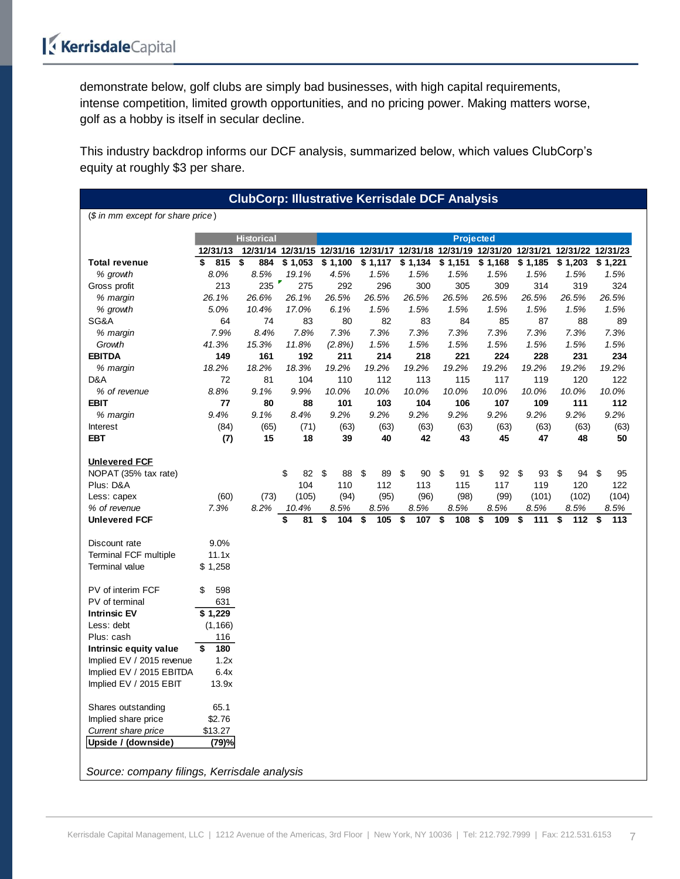demonstrate below, golf clubs are simply bad businesses, with high capital requirements, intense competition, limited growth opportunities, and no pricing power. Making matters worse, golf as a hobby is itself in secular decline.

This industry backdrop informs our DCF analysis, summarized below, which values ClubCorp's equity at roughly $3 per share.

**ClubCorp: Illustrative Kerrisdale DCF Analysis**

*($ in mm except for share price)*

| | Historical | | | Projected | | | | | | | | |
|---|---|---|---|---|---|---|---|---|---|---|---|---|
| | 12/31/13 | 12/31/14 | 12/31/15 | 12/31/16 | 12/31/17 | 12/31/18 | 12/31/19 | 12/31/20 | 12/31/21 | 12/31/22 | 12/31/23 |
| **Total revenue** | $ 815 | $ 884 | $ 1,053 | $ 1,100 | $ 1,117 | $ 1,134 | $ 1,151 | $ 1,168 | $ 1,185 | $ 1,203 | $ 1,221 |
| *% growth* | *8.0%* | *8.5%* | *19.1%* | *4.5%* | *1.5%* | *1.5%* | *1.5%* | *1.5%* | *1.5%* | *1.5%* | *1.5%* |
| Gross profit | 213 | 235 | 275 | 292 | 296 | 300 | 305 | 309 | 314 | 319 | 324 |
| *% margin* | *26.1%* | *26.6%* | *26.1%* | *26.5%* | *26.5%* | *26.5%* | *26.5%* | *26.5%* | *26.5%* | *26.5%* | *26.5%* |
| *% growth* | *5.0%* | *10.4%* | *17.0%* | *6.1%* | *1.5%* | *1.5%* | *1.5%* | *1.5%* | *1.5%* | *1.5%* | *1.5%* |
| SG&A | 64 | 74 | 83 | 80 | 82 | 83 | 84 | 85 | 87 | 88 | 89 |
| *% margin* | *7.9%* | *8.4%* | *7.8%* | *7.3%* | *7.3%* | *7.3%* | *7.3%* | *7.3%* | *7.3%* | *7.3%* | *7.3%* |
| *Growth* | *41.3%* | *15.3%* | *11.8%* | *(2.8%)* | *1.5%* | *1.5%* | *1.5%* | *1.5%* | *1.5%* | *1.5%* | *1.5%* |
| **EBITDA** | **149** | **161** | **192** | **211** | **214** | **218** | **221** | **224** | **228** | **231** | **234** |
| *% margin* | *18.2%* | *18.2%* | *18.3%* | *19.2%* | *19.2%* | *19.2%* | *19.2%* | *19.2%* | *19.2%* | *19.2%* | *19.2%* |
| D&A | 72 | 81 | 104 | 110 | 112 | 113 | 115 | 117 | 119 | 120 | 122 |
| *% of revenue* | *8.8%* | *9.1%* | *9.9%* | *10.0%* | *10.0%* | *10.0%* | *10.0%* | *10.0%* | *10.0%* | *10.0%* | *10.0%* |
| **EBIT** | **77** | **80** | **88** | **101** | **103** | **104** | **106** | **107** | **109** | **111** | **112** |
| *% margin* | *9.4%* | *9.1%* | *8.4%* | *9.2%* | *9.2%* | *9.2%* | *9.2%* | *9.2%* | *9.2%* | *9.2%* | *9.2%* |
| Interest | (84) | (65) | (71) | (63) | (63) | (63) | (63) | (63) | (63) | (63) | (63) |
| **EBT** | **(7)** | **15** | **18** | **39** | **40** | **42** | **43** | **45** | **47** | **48** | **50** |
| | | | | | | | | | | | |
| **Unlevered FCF** | | | | | | | | | | | |
| NOPAT (35% tax rate) | | | $ 82 | $ 88 | $ 89 | $ 90 | $ 91 | $ 92 | $ 93 | $ 94 | $ 95 |
| Plus: D&A | | | 104 | 110 | 112 | 113 | 115 | 117 | 119 | 120 | 122 |
| Less: capex | (60) | (73) | (105) | (94) | (95) | (96) | (98) | (99) | (101) | (102) | (104) |
| *% of revenue* | *7.3%* | *8.2%* | *10.4%* | *8.5%* | *8.5%* | *8.5%* | *8.5%* | *8.5%* | *8.5%* | *8.5%* | *8.5%* |
| **Unlevered FCF** | | | **$ 81** | **$ 104** | **$ 105** | **$ 107** | **$ 108** | **$ 109** | **$ 111** | **$ 112** | **$ 113** |

| | |
|---|---|
| Discount rate | 9.0% |
| Terminal FCF multiple | 11.1x |
| Terminal value | $ 1,258 |
| | |
| PV of interim FCF | $ 598 |
| PV of terminal | 631 |
| **Intrinsic EV** | **$ 1,229** |
| Less: debt | (1,166) |
| Plus: cash | 116 |
| **Intrinsic equity value** | **$ 180** |
| Implied EV / 2015 revenue | 1.2x |
| Implied EV / 2015 EBITDA | 6.4x |
| Implied EV / 2015 EBIT | 13.9x |
| | |
| Shares outstanding | 65.1 |
| Implied share price | $2.76 |
| *Current share price* | $13.27 |
| **Upside / (downside)** | **(79)%** |

*Source: company filings, Kerrisdale analysis*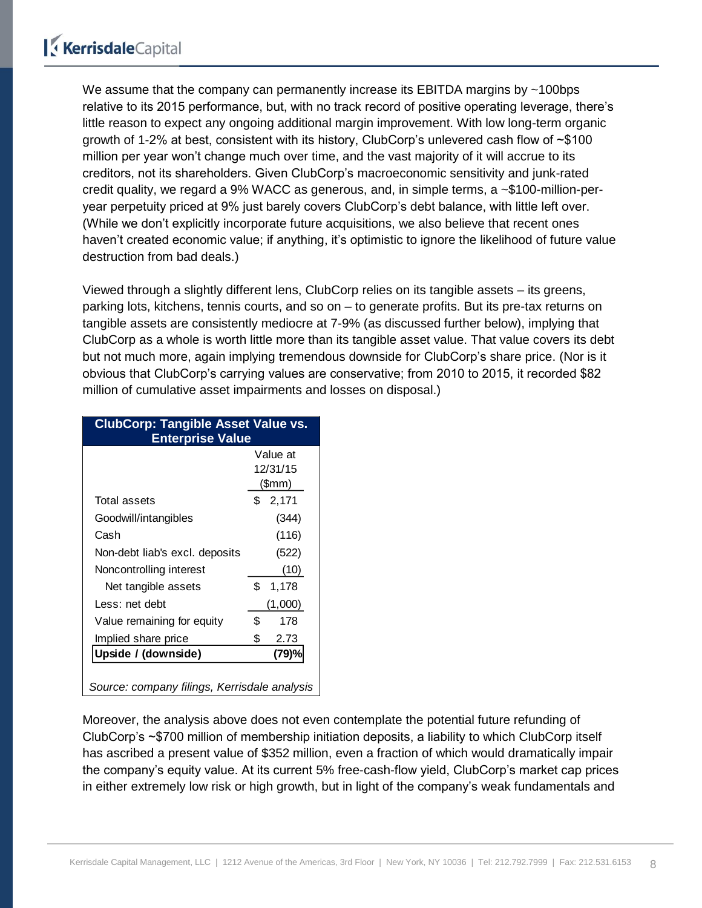We assume that the company can permanently increase its EBITDA margins by ~100bps relative to its 2015 performance, but, with no track record of positive operating leverage, there's little reason to expect any ongoing additional margin improvement. With low long-term organic growth of 1-2% at best, consistent with its history, ClubCorp's unlevered cash flow of ~$100 million per year won't change much over time, and the vast majority of it will accrue to its creditors, not its shareholders. Given ClubCorp's macroeconomic sensitivity and junk-rated credit quality, we regard a 9% WACC as generous, and, in simple terms, a ~$100-million-per-year perpetuity priced at 9% just barely covers ClubCorp's debt balance, with little left over. (While we don't explicitly incorporate future acquisitions, we also believe that recent ones haven't created economic value; if anything, it's optimistic to ignore the likelihood of future value destruction from bad deals.)

Viewed through a slightly different lens, ClubCorp relies on its tangible assets – its greens, parking lots, kitchens, tennis courts, and so on – to generate profits. But its pre-tax returns on tangible assets are consistently mediocre at 7-9% (as discussed further below), implying that ClubCorp as a whole is worth little more than its tangible asset value. That value covers its debt but not much more, again implying tremendous downside for ClubCorp's share price. (Nor is it obvious that ClubCorp's carrying values are conservative; from 2010 to 2015, it recorded $82 million of cumulative asset impairments and losses on disposal.)

**ClubCorp: Tangible Asset Value vs. Enterprise Value**

| | Value at 12/31/15 ($mm) |
|---|---|
| Total assets | $ 2,171 |
| Goodwill/intangibles | (344) |
| Cash | (116) |
| Non-debt liab's excl. deposits | (522) |
| Noncontrolling interest | (10) |
| Net tangible assets | $ 1,178 |
| Less: net debt | (1,000) |
| Value remaining for equity | $ 178 |
| Implied share price | $ 2.73 |
| **Upside / (downside)** | **(79)%** |

*Source: company filings, Kerrisdale analysis*

Moreover, the analysis above does not even contemplate the potential future refunding of ClubCorp's ~$700 million of membership initiation deposits, a liability to which ClubCorp itself has ascribed a present value of $352 million, even a fraction of which would dramatically impair the company's equity value. At its current 5% free-cash-flow yield, ClubCorp's market cap prices in either extremely low risk or high growth, but in light of the company's weak fundamentals and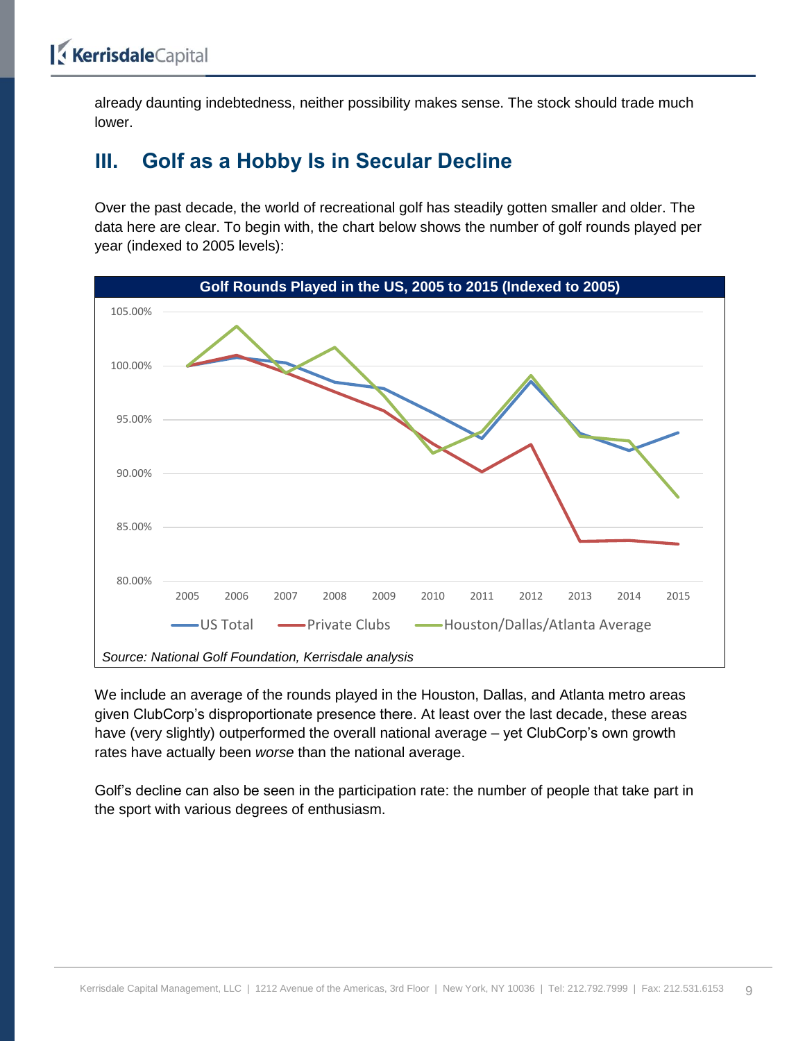already daunting indebtedness, neither possibility makes sense. The stock should trade much lower.

## III. Golf as a Hobby Is in Secular Decline

Over the past decade, the world of recreational golf has steadily gotten smaller and older. The data here are clear. To begin with, the chart below shows the number of golf rounds played per year (indexed to 2005 levels):

**Golf Rounds Played in the US, 2005 to 2015 (Indexed to 2005)**

*Source: National Golf Foundation, Kerrisdale analysis*

We include an average of the rounds played in the Houston, Dallas, and Atlanta metro areas given ClubCorp's disproportionate presence there. At least over the last decade, these areas have (very slightly) outperformed the overall national average – yet ClubCorp's own growth rates have actually been *worse* than the national average.

Golf's decline can also be seen in the participation rate: the number of people that take part in the sport with various degrees of enthusiasm.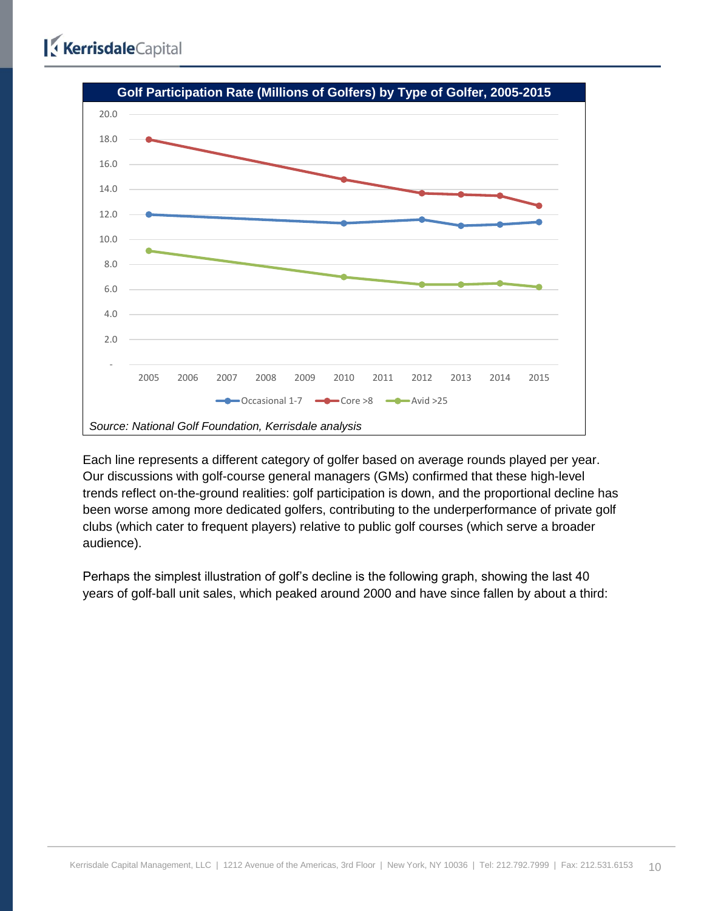**Golf Participation Rate (Millions of Golfers) by Type of Golfer, 2005-2015**

Source: National Golf Foundation, Kerrisdale analysis

Each line represents a different category of golfer based on average rounds played per year. Our discussions with golf-course general managers (GMs) confirmed that these high-level trends reflect on-the-ground realities: golf participation is down, and the proportional decline has been worse among more dedicated golfers, contributing to the underperformance of private golf clubs (which cater to frequent players) relative to public golf courses (which serve a broader audience).

Perhaps the simplest illustration of golf's decline is the following graph, showing the last 40 years of golf-ball unit sales, which peaked around 2000 and have since fallen by about a third: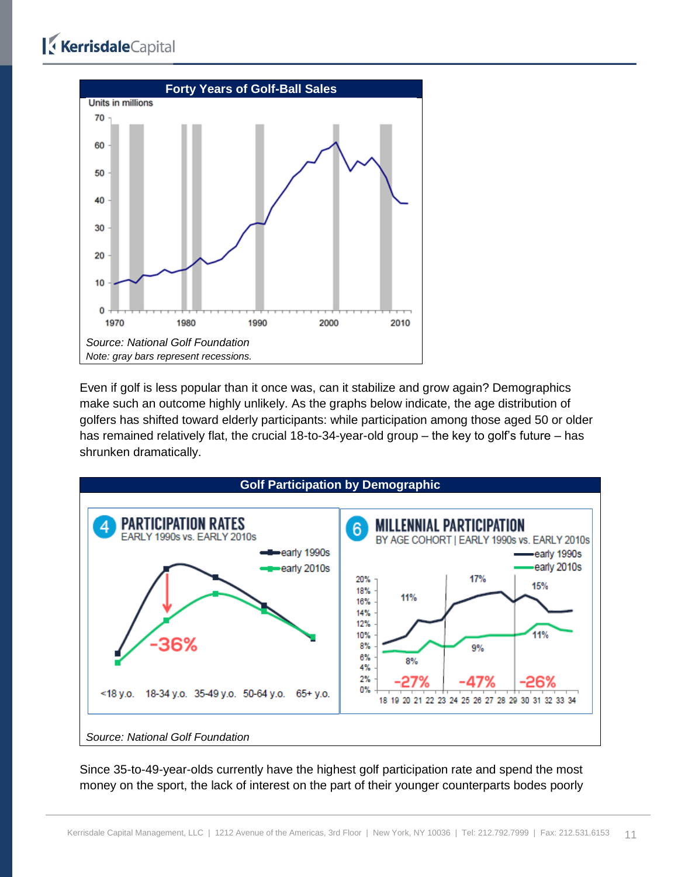**Forty Years of Golf-Ball Sales**

*Source: National Golf Foundation*
*Note: gray bars represent recessions.*

Even if golf is less popular than it once was, can it stabilize and grow again? Demographics make such an outcome highly unlikely. As the graphs below indicate, the age distribution of golfers has shifted toward elderly participants: while participation among those aged 50 or older has remained relatively flat, the crucial 18-to-34-year-old group – the key to golf's future – has shrunken dramatically.

**Golf Participation by Demographic**

*Source: National Golf Foundation*

Since 35-to-49-year-olds currently have the highest golf participation rate and spend the most money on the sport, the lack of interest on the part of their younger counterparts bodes poorly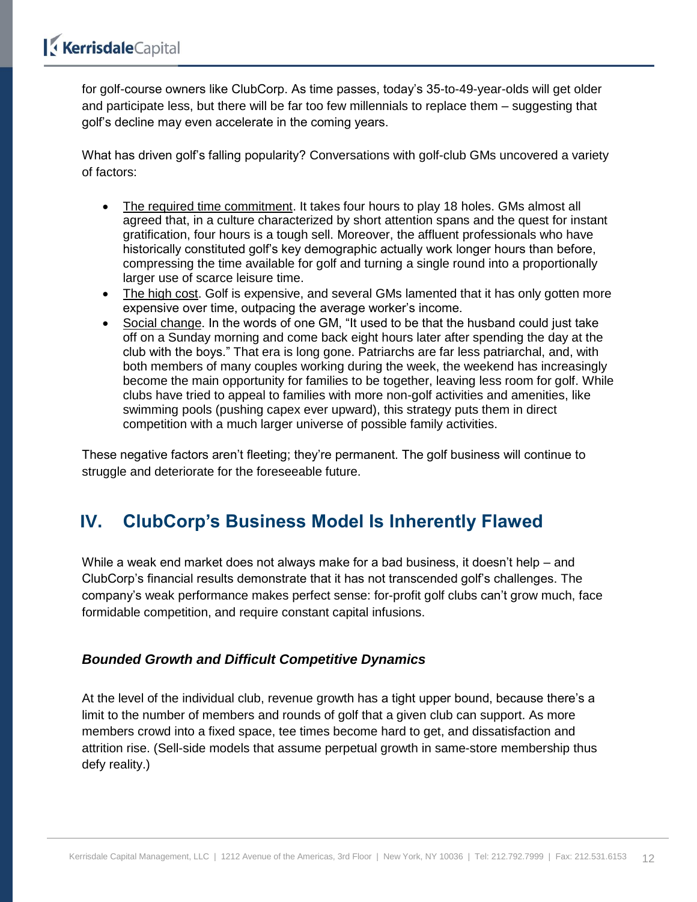for golf-course owners like ClubCorp. As time passes, today's 35-to-49-year-olds will get older and participate less, but there will be far too few millennials to replace them – suggesting that golf's decline may even accelerate in the coming years.

What has driven golf's falling popularity? Conversations with golf-club GMs uncovered a variety of factors:

- The required time commitment. It takes four hours to play 18 holes. GMs almost all agreed that, in a culture characterized by short attention spans and the quest for instant gratification, four hours is a tough sell. Moreover, the affluent professionals who have historically constituted golf's key demographic actually work longer hours than before, compressing the time available for golf and turning a single round into a proportionally larger use of scarce leisure time.
- The high cost. Golf is expensive, and several GMs lamented that it has only gotten more expensive over time, outpacing the average worker's income.
- Social change. In the words of one GM, "It used to be that the husband could just take off on a Sunday morning and come back eight hours later after spending the day at the club with the boys." That era is long gone. Patriarchs are far less patriarchal, and, with both members of many couples working during the week, the weekend has increasingly become the main opportunity for families to be together, leaving less room for golf. While clubs have tried to appeal to families with more non-golf activities and amenities, like swimming pools (pushing capex ever upward), this strategy puts them in direct competition with a much larger universe of possible family activities.

These negative factors aren't fleeting; they're permanent. The golf business will continue to struggle and deteriorate for the foreseeable future.

## IV. ClubCorp's Business Model Is Inherently Flawed

While a weak end market does not always make for a bad business, it doesn't help – and ClubCorp's financial results demonstrate that it has not transcended golf's challenges. The company's weak performance makes perfect sense: for-profit golf clubs can't grow much, face formidable competition, and require constant capital infusions.

### *Bounded Growth and Difficult Competitive Dynamics*

At the level of the individual club, revenue growth has a tight upper bound, because there's a limit to the number of members and rounds of golf that a given club can support. As more members crowd into a fixed space, tee times become hard to get, and dissatisfaction and attrition rise. (Sell-side models that assume perpetual growth in same-store membership thus defy reality.)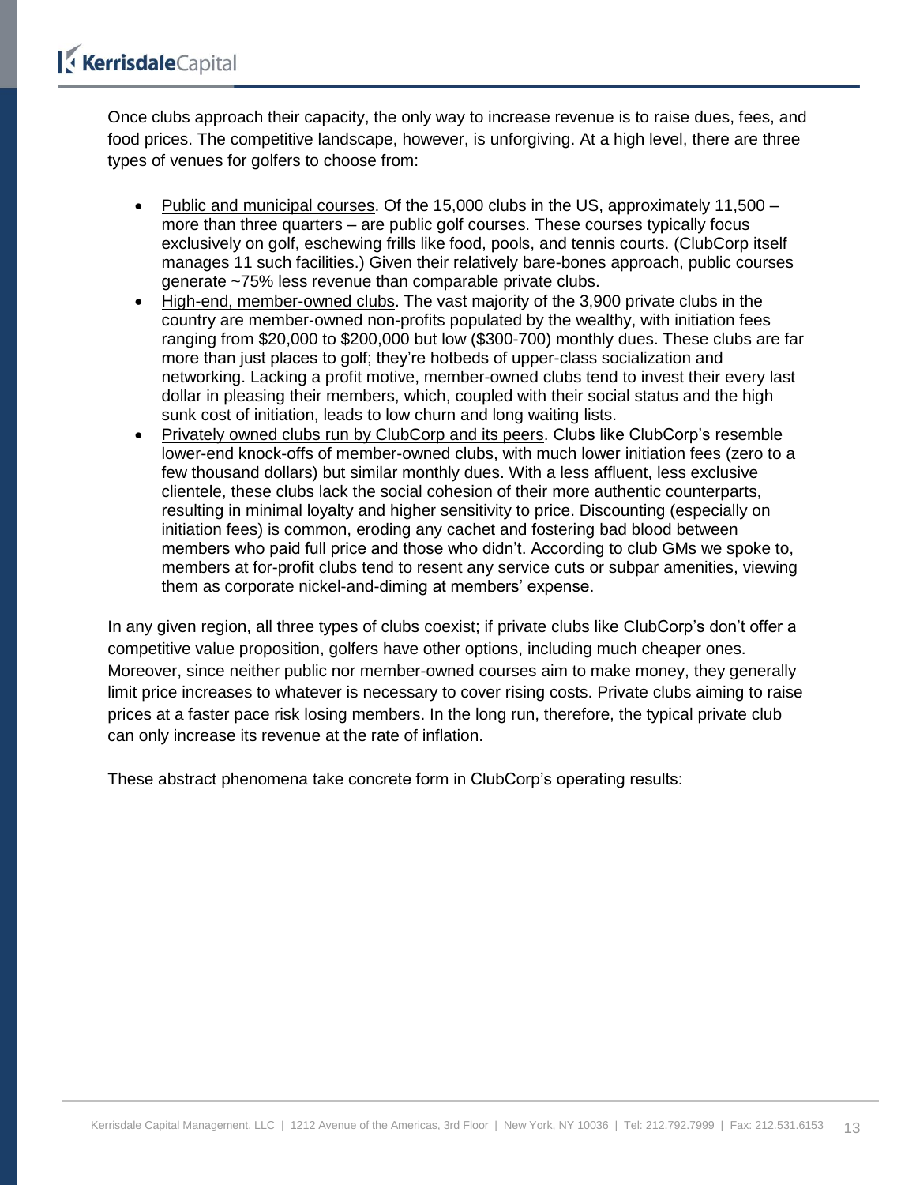Once clubs approach their capacity, the only way to increase revenue is to raise dues, fees, and food prices. The competitive landscape, however, is unforgiving. At a high level, there are three types of venues for golfers to choose from:

- <u>Public and municipal courses</u>. Of the 15,000 clubs in the US, approximately 11,500 – more than three quarters – are public golf courses. These courses typically focus exclusively on golf, eschewing frills like food, pools, and tennis courts. (ClubCorp itself manages 11 such facilities.) Given their relatively bare-bones approach, public courses generate ~75% less revenue than comparable private clubs.
- <u>High-end, member-owned clubs</u>. The vast majority of the 3,900 private clubs in the country are member-owned non-profits populated by the wealthy, with initiation fees ranging from $20,000 to $200,000 but low ($300-700) monthly dues. These clubs are far more than just places to golf; they're hotbeds of upper-class socialization and networking. Lacking a profit motive, member-owned clubs tend to invest their every last dollar in pleasing their members, which, coupled with their social status and the high sunk cost of initiation, leads to low churn and long waiting lists.
- <u>Privately owned clubs run by ClubCorp and its peers</u>. Clubs like ClubCorp's resemble lower-end knock-offs of member-owned clubs, with much lower initiation fees (zero to a few thousand dollars) but similar monthly dues. With a less affluent, less exclusive clientele, these clubs lack the social cohesion of their more authentic counterparts, resulting in minimal loyalty and higher sensitivity to price. Discounting (especially on initiation fees) is common, eroding any cachet and fostering bad blood between members who paid full price and those who didn't. According to club GMs we spoke to, members at for-profit clubs tend to resent any service cuts or subpar amenities, viewing them as corporate nickel-and-diming at members' expense.

In any given region, all three types of clubs coexist; if private clubs like ClubCorp's don't offer a competitive value proposition, golfers have other options, including much cheaper ones. Moreover, since neither public nor member-owned courses aim to make money, they generally limit price increases to whatever is necessary to cover rising costs. Private clubs aiming to raise prices at a faster pace risk losing members. In the long run, therefore, the typical private club can only increase its revenue at the rate of inflation.

These abstract phenomena take concrete form in ClubCorp's operating results: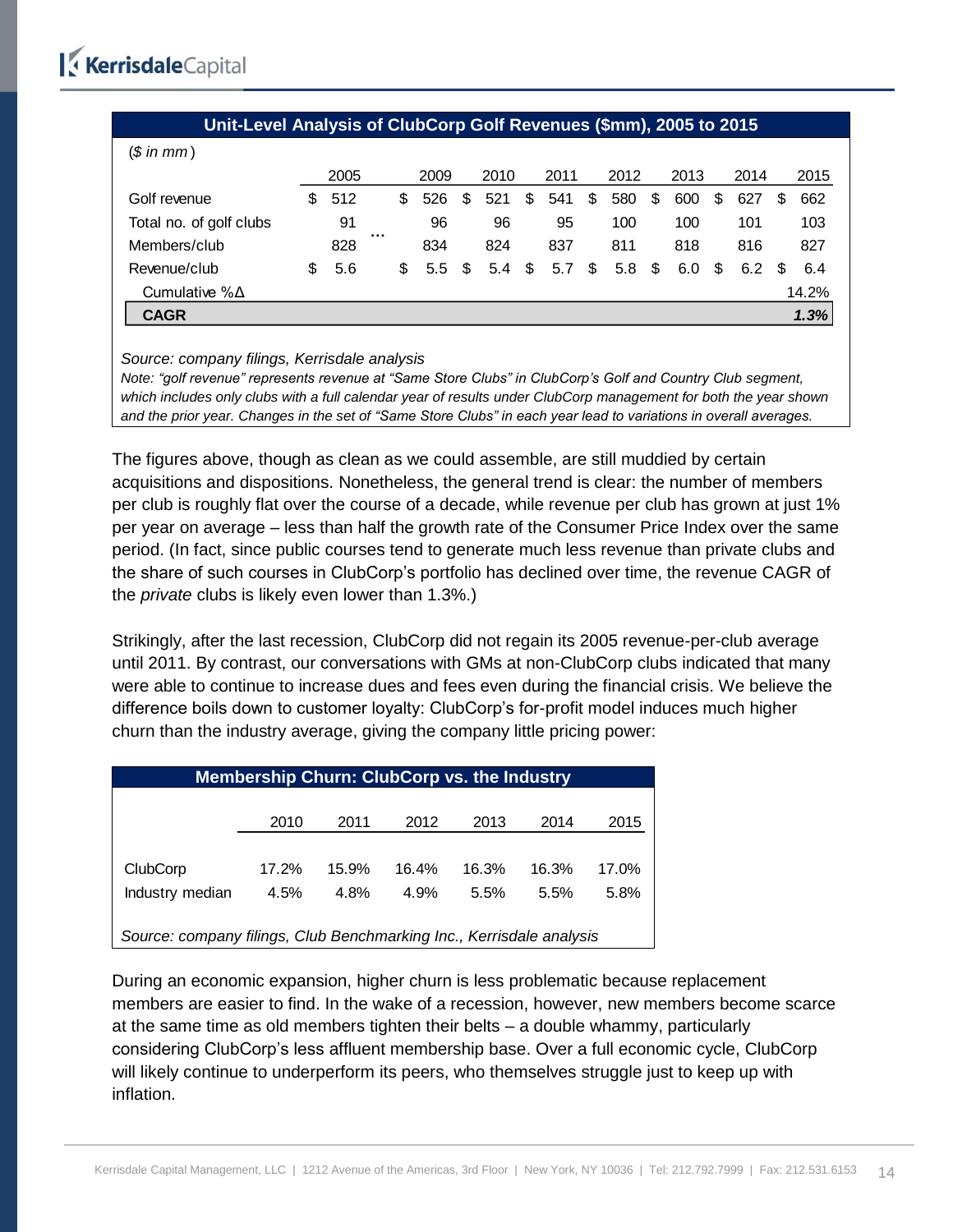**Unit-Level Analysis of ClubCorp Golf Revenues ($mm), 2005 to 2015**

*($ in mm)*

| | 2005 | | 2009 | 2010 | 2011 | 2012 | 2013 | 2014 | 2015 |
|---|---|---|---|---|---|---|---|---|---|
| Golf revenue | $ 512 | ... | $ 526 | $ 521 | $ 541 | $ 580 | $ 600 | $ 627 | $ 662 |
| Total no. of golf clubs | 91 | | 96 | 96 | 95 | 100 | 100 | 101 | 103 |
| Members/club | 828 | | 834 | 824 | 837 | 811 | 818 | 816 | 827 |
| Revenue/club | $ 5.6 | | $ 5.5 | $ 5.4 | $ 5.7 | $ 5.8 | $ 6.0 | $ 6.2 | $ 6.4 |
| Cumulative %Δ | | | | | | | | | 14.2% |
| **CAGR** | | | | | | | | | ***1.3%*** |

*Source: company filings, Kerrisdale analysis*

*Note: "golf revenue" represents revenue at "Same Store Clubs" in ClubCorp's Golf and Country Club segment, which includes only clubs with a full calendar year of results under ClubCorp management for both the year shown and the prior year. Changes in the set of "Same Store Clubs" in each year lead to variations in overall averages.*

The figures above, though as clean as we could assemble, are still muddied by certain acquisitions and dispositions. Nonetheless, the general trend is clear: the number of members per club is roughly flat over the course of a decade, while revenue per club has grown at just 1% per year on average – less than half the growth rate of the Consumer Price Index over the same period. (In fact, since public courses tend to generate much less revenue than private clubs and the share of such courses in ClubCorp's portfolio has declined over time, the revenue CAGR of the *private* clubs is likely even lower than 1.3%.)

Strikingly, after the last recession, ClubCorp did not regain its 2005 revenue-per-club average until 2011. By contrast, our conversations with GMs at non-ClubCorp clubs indicated that many were able to continue to increase dues and fees even during the financial crisis. We believe the difference boils down to customer loyalty: ClubCorp's for-profit model induces much higher churn than the industry average, giving the company little pricing power:

**Membership Churn: ClubCorp vs. the Industry**

| | 2010 | 2011 | 2012 | 2013 | 2014 | 2015 |
|---|---|---|---|---|---|---|
| ClubCorp | 17.2% | 15.9% | 16.4% | 16.3% | 16.3% | 17.0% |
| Industry median | 4.5% | 4.8% | 4.9% | 5.5% | 5.5% | 5.8% |

*Source: company filings, Club Benchmarking Inc., Kerrisdale analysis*

During an economic expansion, higher churn is less problematic because replacement members are easier to find. In the wake of a recession, however, new members become scarce at the same time as old members tighten their belts – a double whammy, particularly considering ClubCorp's less affluent membership base. Over a full economic cycle, ClubCorp will likely continue to underperform its peers, who themselves struggle just to keep up with inflation.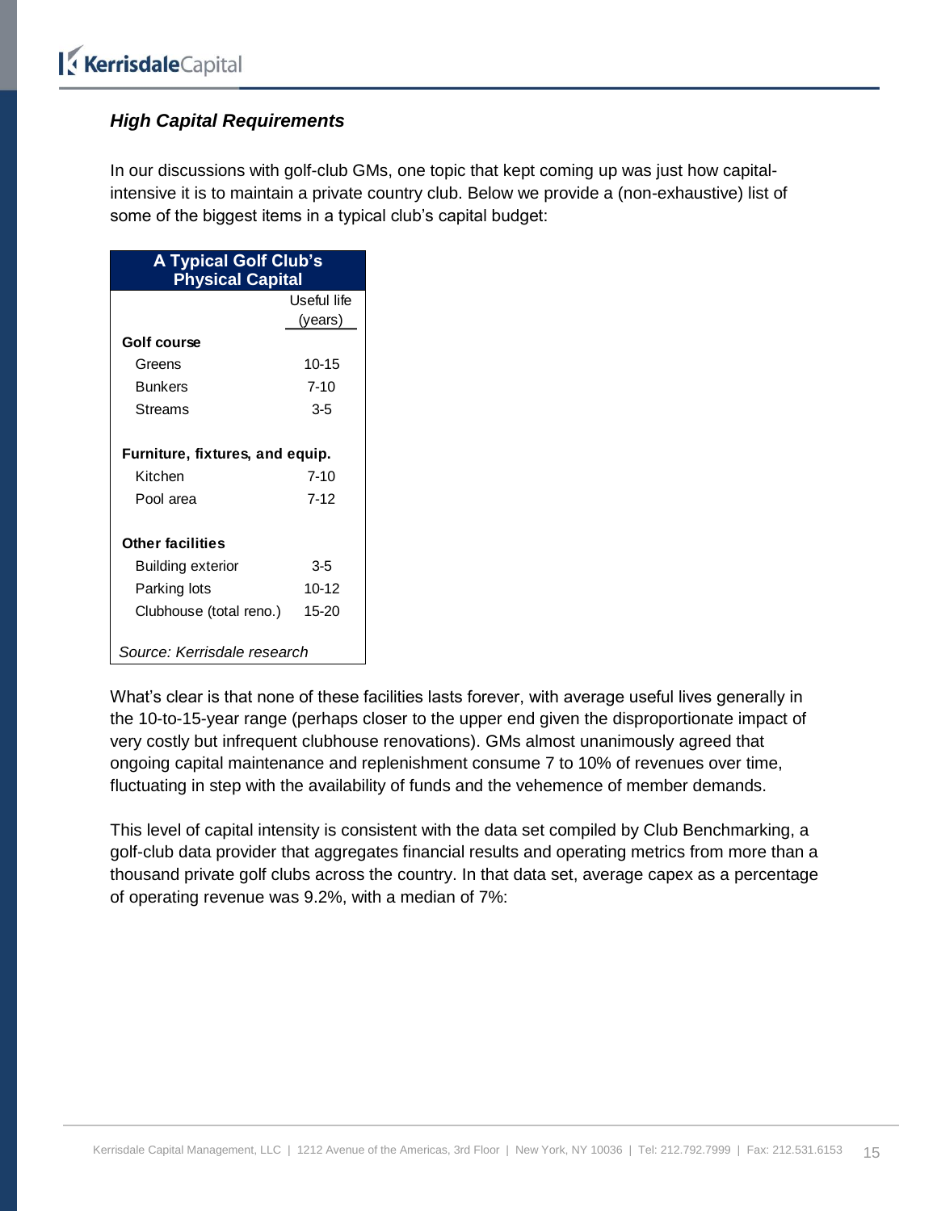### *High Capital Requirements*

In our discussions with golf-club GMs, one topic that kept coming up was just how capital-intensive it is to maintain a private country club. Below we provide a (non-exhaustive) list of some of the biggest items in a typical club's capital budget:

| A Typical Golf Club's Physical Capital | Useful life (years) |
|---|---|
| **Golf course** | |
| Greens | 10-15 |
| Bunkers | 7-10 |
| Streams | 3-5 |
| **Furniture, fixtures, and equip.** | |
| Kitchen | 7-10 |
| Pool area | 7-12 |
| **Other facilities** | |
| Building exterior | 3-5 |
| Parking lots | 10-12 |
| Clubhouse (total reno.) | 15-20 |

*Source: Kerrisdale research*

What's clear is that none of these facilities lasts forever, with average useful lives generally in the 10-to-15-year range (perhaps closer to the upper end given the disproportionate impact of very costly but infrequent clubhouse renovations). GMs almost unanimously agreed that ongoing capital maintenance and replenishment consume 7 to 10% of revenues over time, fluctuating in step with the availability of funds and the vehemence of member demands.

This level of capital intensity is consistent with the data set compiled by Club Benchmarking, a golf-club data provider that aggregates financial results and operating metrics from more than a thousand private golf clubs across the country. In that data set, average capex as a percentage of operating revenue was 9.2%, with a median of 7%: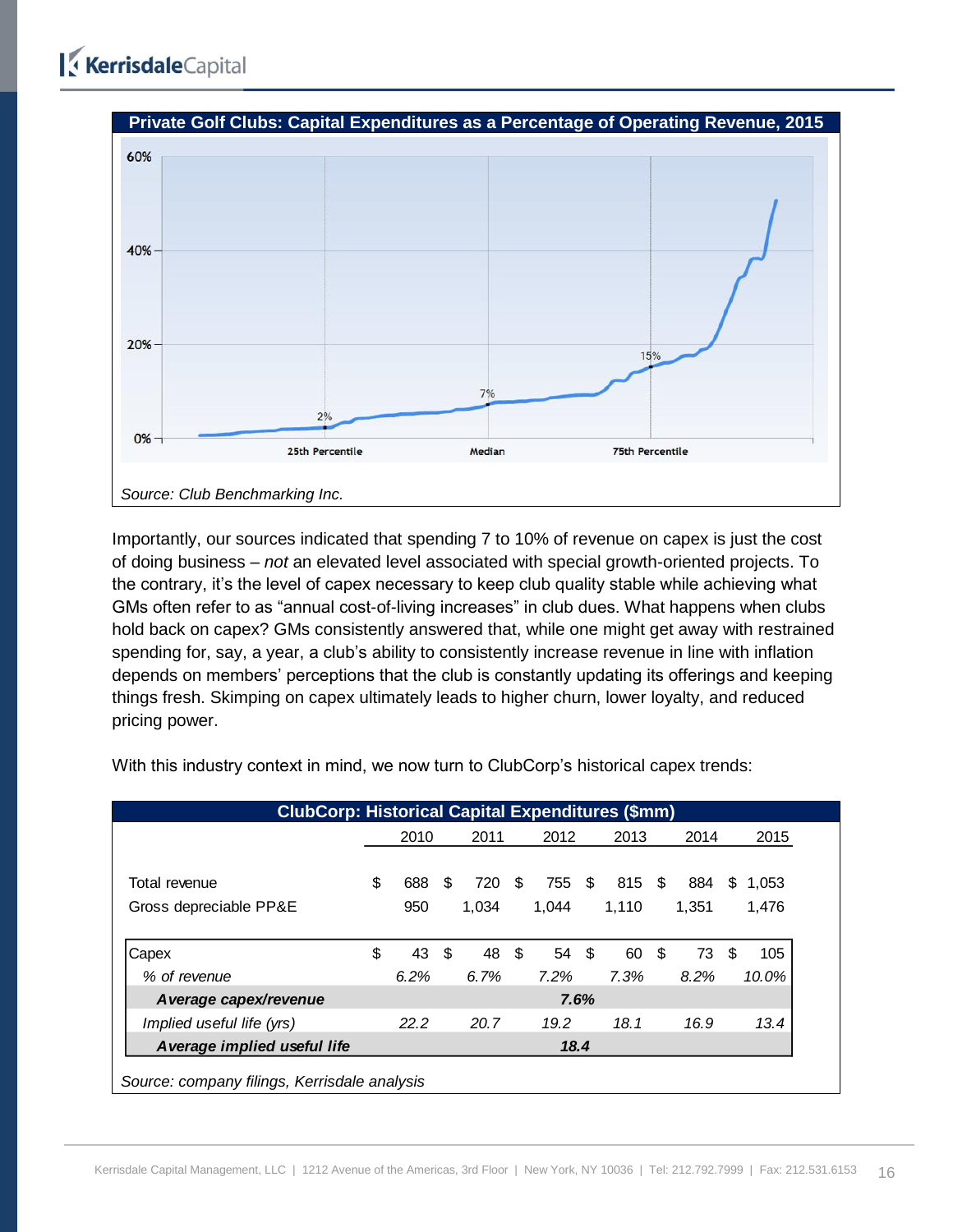**Private Golf Clubs: Capital Expenditures as a Percentage of Operating Revenue, 2015**

Source: *Club Benchmarking Inc.*

Importantly, our sources indicated that spending 7 to 10% of revenue on capex is just the cost of doing business – *not* an elevated level associated with special growth-oriented projects. To the contrary, it's the level of capex necessary to keep club quality stable while achieving what GMs often refer to as "annual cost-of-living increases" in club dues. What happens when clubs hold back on capex? GMs consistently answered that, while one might get away with restrained spending for, say, a year, a club's ability to consistently increase revenue in line with inflation depends on members' perceptions that the club is constantly updating its offerings and keeping things fresh. Skimping on capex ultimately leads to higher churn, lower loyalty, and reduced pricing power.

With this industry context in mind, we now turn to ClubCorp's historical capex trends:

**ClubCorp: Historical Capital Expenditures ($mm)**

| | 2010 | 2011 | 2012 | 2013 | 2014 | 2015 |
|---|---|---|---|---|---|---|
| Total revenue | $ 688 | $ 720 | $ 755 | $ 815 | $ 884 | $ 1,053 |
| Gross depreciable PP&E | 950 | 1,034 | 1,044 | 1,110 | 1,351 | 1,476 |
| Capex | $ 43 | $ 48 | $ 54 | $ 60 | $ 73 | $ 105 |
| *% of revenue* | *6.2%* | *6.7%* | *7.2%* | *7.3%* | *8.2%* | *10.0%* |
| ***Average capex/revenue*** | | | ***7.6%*** | | | |
| *Implied useful life (yrs)* | *22.2* | *20.7* | *19.2* | *18.1* | *16.9* | *13.4* |
| ***Average implied useful life*** | | | ***18.4*** | | | |

*Source: company filings, Kerrisdale analysis*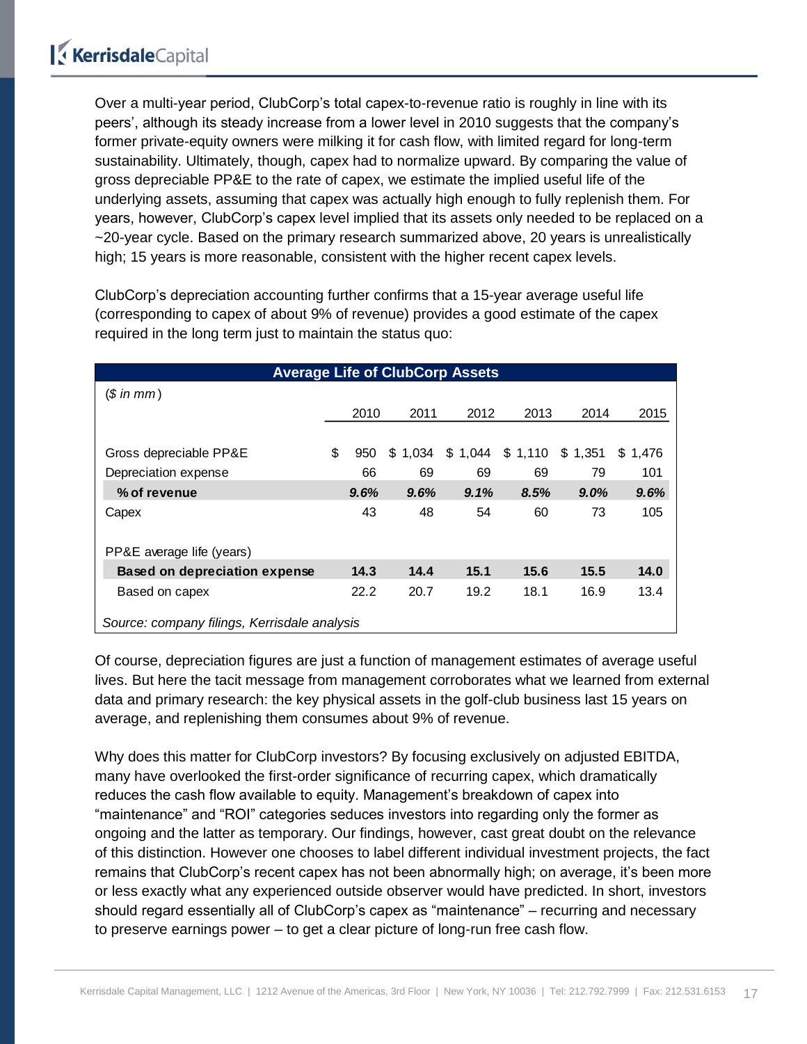Over a multi-year period, ClubCorp's total capex-to-revenue ratio is roughly in line with its peers', although its steady increase from a lower level in 2010 suggests that the company's former private-equity owners were milking it for cash flow, with limited regard for long-term sustainability. Ultimately, though, capex had to normalize upward. By comparing the value of gross depreciable PP&E to the rate of capex, we estimate the implied useful life of the underlying assets, assuming that capex was actually high enough to fully replenish them. For years, however, ClubCorp's capex level implied that its assets only needed to be replaced on a ~20-year cycle. Based on the primary research summarized above, 20 years is unrealistically high; 15 years is more reasonable, consistent with the higher recent capex levels.

ClubCorp's depreciation accounting further confirms that a 15-year average useful life (corresponding to capex of about 9% of revenue) provides a good estimate of the capex required in the long term just to maintain the status quo:

**Average Life of ClubCorp Assets**

| *($ in mm)* | 2010 | 2011 | 2012 | 2013 | 2014 | 2015 |
|---|---|---|---|---|---|---|
| Gross depreciable PP&E | $ 950 | $ 1,034 | $ 1,044 | $ 1,110 | $ 1,351 | $ 1,476 |
| Depreciation expense | 66 | 69 | 69 | 69 | 79 | 101 |
| **% of revenue** | ***9.6%*** | ***9.6%*** | ***9.1%*** | ***8.5%*** | ***9.0%*** | ***9.6%*** |
| Capex | 43 | 48 | 54 | 60 | 73 | 105 |
| PP&E average life (years) | | | | | | |
| **Based on depreciation expense** | **14.3** | **14.4** | **15.1** | **15.6** | **15.5** | **14.0** |
| Based on capex | 22.2 | 20.7 | 19.2 | 18.1 | 16.9 | 13.4 |

*Source: company filings, Kerrisdale analysis*

Of course, depreciation figures are just a function of management estimates of average useful lives. But here the tacit message from management corroborates what we learned from external data and primary research: the key physical assets in the golf-club business last 15 years on average, and replenishing them consumes about 9% of revenue.

Why does this matter for ClubCorp investors? By focusing exclusively on adjusted EBITDA, many have overlooked the first-order significance of recurring capex, which dramatically reduces the cash flow available to equity. Management's breakdown of capex into "maintenance" and "ROI" categories seduces investors into regarding only the former as ongoing and the latter as temporary. Our findings, however, cast great doubt on the relevance of this distinction. However one chooses to label different individual investment projects, the fact remains that ClubCorp's recent capex has not been abnormally high; on average, it's been more or less exactly what any experienced outside observer would have predicted. In short, investors should regard essentially all of ClubCorp's capex as "maintenance" – recurring and necessary to preserve earnings power – to get a clear picture of long-run free cash flow.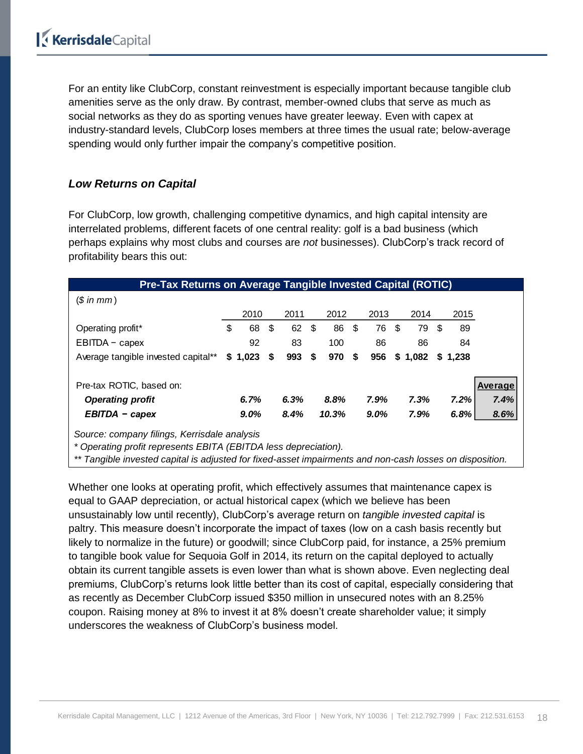For an entity like ClubCorp, constant reinvestment is especially important because tangible club amenities serve as the only draw. By contrast, member-owned clubs that serve as much as social networks as they do as sporting venues have greater leeway. Even with capex at industry-standard levels, ClubCorp loses members at three times the usual rate; below-average spending would only further impair the company's competitive position.

### *Low Returns on Capital*

For ClubCorp, low growth, challenging competitive dynamics, and high capital intensity are interrelated problems, different facets of one central reality: golf is a bad business (which perhaps explains why most clubs and courses are *not* businesses). ClubCorp's track record of profitability bears this out:

**Pre-Tax Returns on Average Tangible Invested Capital (ROTIC)**

*($ in mm)*

| | 2010 | 2011 | 2012 | 2013 | 2014 | 2015 | Average |
|---|---|---|---|---|---|---|---|
| Operating profit* | $ 68 | $ 62 | $ 86 | $ 76 | $ 79 | $ 89 | |
| EBITDA − capex | 92 | 83 | 100 | 86 | 86 | 84 | |
| Average tangible invested capital** | **$ 1,023** | **$ 993** | **$ 970** | **$ 956** | **$ 1,082** | **$ 1,238** | |
| | | | | | | | |
| Pre-tax ROTIC, based on: | | | | | | | |
| ***Operating profit*** | *6.7%* | *6.3%* | *8.8%* | *7.9%* | *7.3%* | *7.2%* | *7.4%* |
| ***EBITDA − capex*** | *9.0%* | *8.4%* | *10.3%* | *9.0%* | *7.9%* | *6.8%* | *8.6%* |

*Source: company filings, Kerrisdale analysis*

*\* Operating profit represents EBITA (EBITDA less depreciation).*

*\*\* Tangible invested capital is adjusted for fixed-asset impairments and non-cash losses on disposition.*

Whether one looks at operating profit, which effectively assumes that maintenance capex is equal to GAAP depreciation, or actual historical capex (which we believe has been unsustainably low until recently), ClubCorp's average return on *tangible invested capital* is paltry. This measure doesn't incorporate the impact of taxes (low on a cash basis recently but likely to normalize in the future) or goodwill; since ClubCorp paid, for instance, a 25% premium to tangible book value for Sequoia Golf in 2014, its return on the capital deployed to actually obtain its current tangible assets is even lower than what is shown above. Even neglecting deal premiums, ClubCorp's returns look little better than its cost of capital, especially considering that as recently as December ClubCorp issued $350 million in unsecured notes with an 8.25% coupon. Raising money at 8% to invest it at 8% doesn't create shareholder value; it simply underscores the weakness of ClubCorp's business model.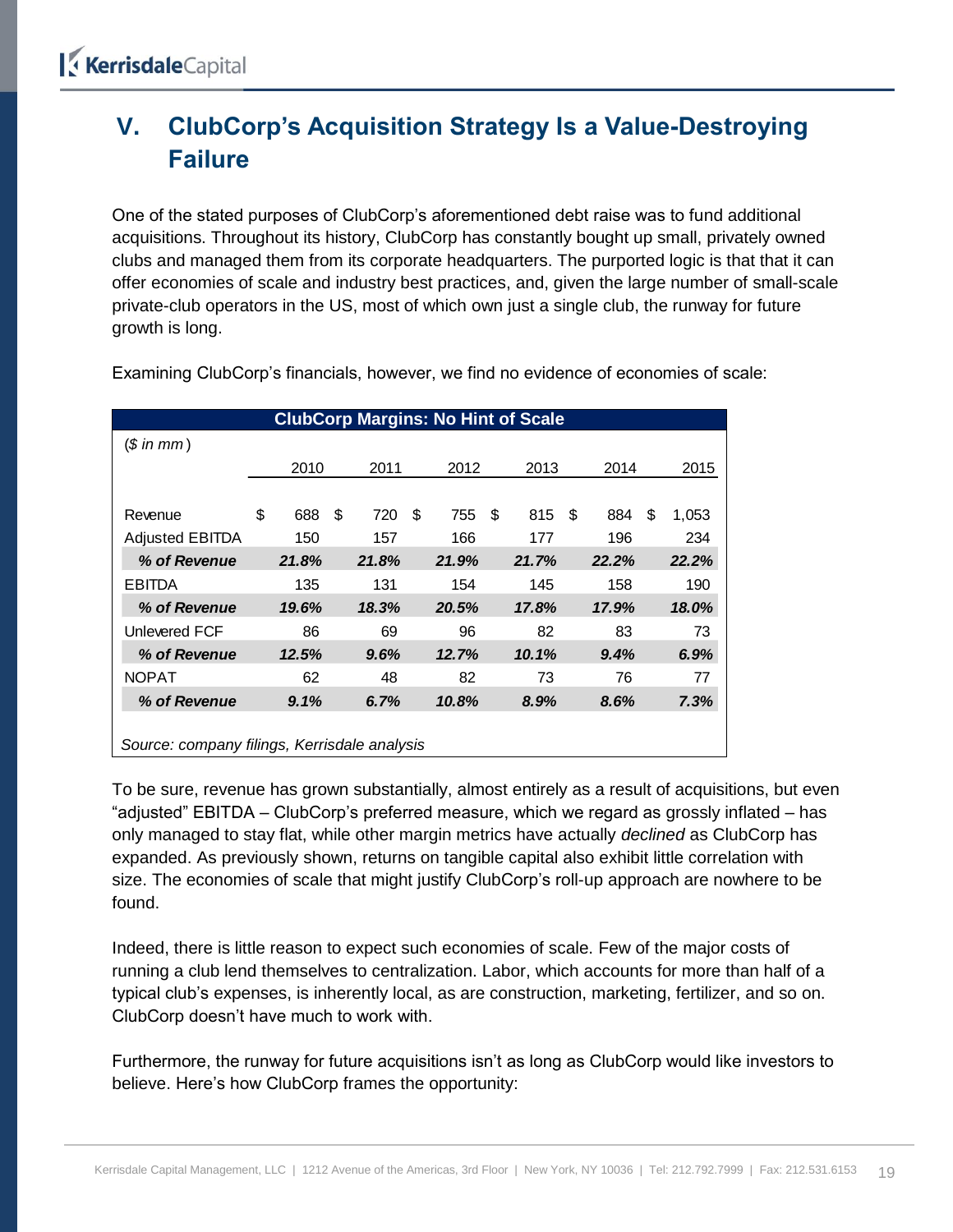## V. ClubCorp's Acquisition Strategy Is a Value-Destroying Failure

One of the stated purposes of ClubCorp's aforementioned debt raise was to fund additional acquisitions. Throughout its history, ClubCorp has constantly bought up small, privately owned clubs and managed them from its corporate headquarters. The purported logic is that that it can offer economies of scale and industry best practices, and, given the large number of small-scale private-club operators in the US, most of which own just a single club, the runway for future growth is long.

Examining ClubCorp's financials, however, we find no evidence of economies of scale:

**ClubCorp Margins: No Hint of Scale**

| *($ in mm)* | 2010 | 2011 | 2012 | 2013 | 2014 | 2015 |
|---|---|---|---|---|---|---|
| Revenue | $ 688 | $ 720 | $ 755 | $ 815 | $ 884 | $ 1,053 |
| Adjusted EBITDA | 150 | 157 | 166 | 177 | 196 | 234 |
| ***% of Revenue*** | ***21.8%*** | ***21.8%*** | ***21.9%*** | ***21.7%*** | ***22.2%*** | ***22.2%*** |
| EBITDA | 135 | 131 | 154 | 145 | 158 | 190 |
| ***% of Revenue*** | ***19.6%*** | ***18.3%*** | ***20.5%*** | ***17.8%*** | ***17.9%*** | ***18.0%*** |
| Unlevered FCF | 86 | 69 | 96 | 82 | 83 | 73 |
| ***% of Revenue*** | ***12.5%*** | ***9.6%*** | ***12.7%*** | ***10.1%*** | ***9.4%*** | ***6.9%*** |
| NOPAT | 62 | 48 | 82 | 73 | 76 | 77 |
| ***% of Revenue*** | ***9.1%*** | ***6.7%*** | ***10.8%*** | ***8.9%*** | ***8.6%*** | ***7.3%*** |

*Source: company filings, Kerrisdale analysis*

To be sure, revenue has grown substantially, almost entirely as a result of acquisitions, but even "adjusted" EBITDA – ClubCorp's preferred measure, which we regard as grossly inflated – has only managed to stay flat, while other margin metrics have actually *declined* as ClubCorp has expanded. As previously shown, returns on tangible capital also exhibit little correlation with size. The economies of scale that might justify ClubCorp's roll-up approach are nowhere to be found.

Indeed, there is little reason to expect such economies of scale. Few of the major costs of running a club lend themselves to centralization. Labor, which accounts for more than half of a typical club's expenses, is inherently local, as are construction, marketing, fertilizer, and so on. ClubCorp doesn't have much to work with.

Furthermore, the runway for future acquisitions isn't as long as ClubCorp would like investors to believe. Here's how ClubCorp frames the opportunity: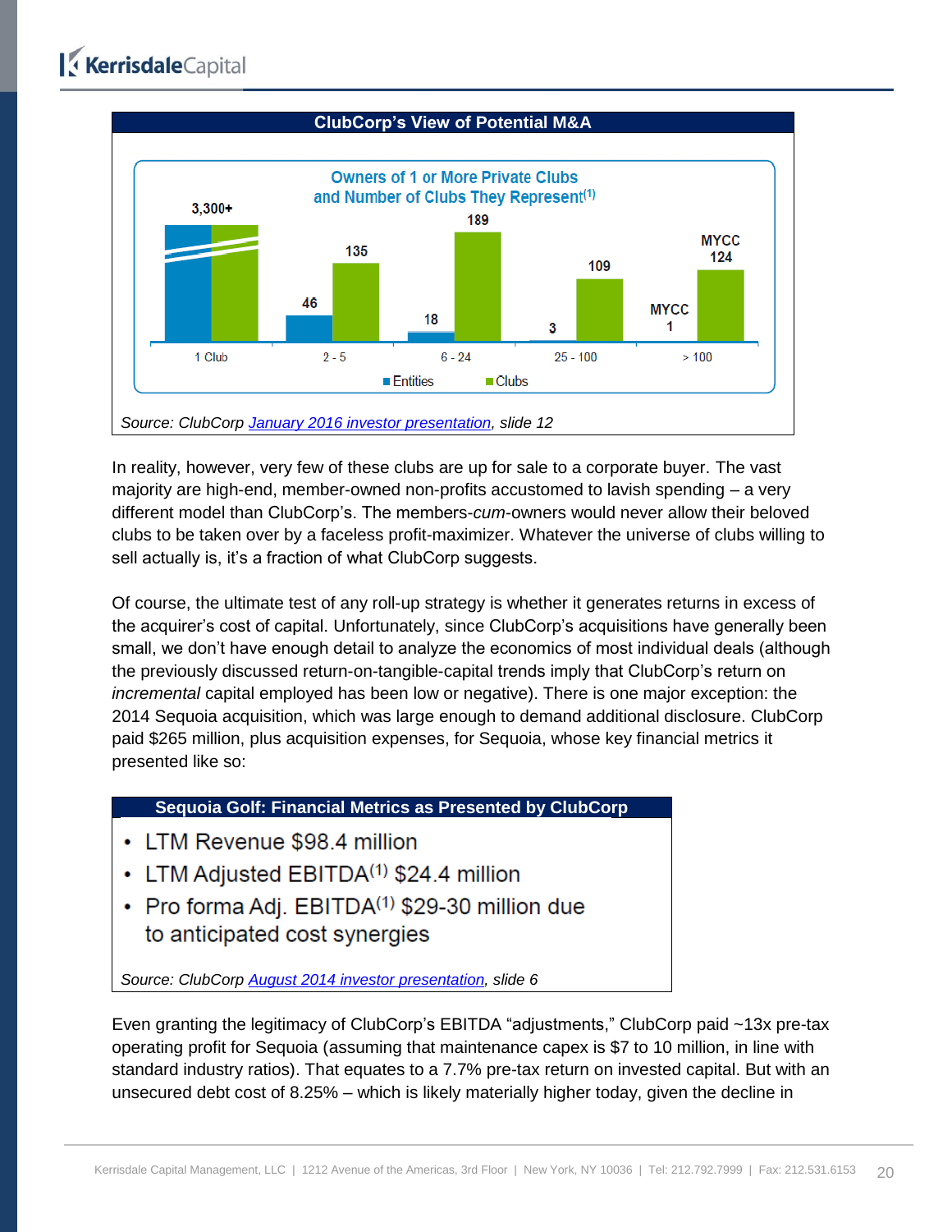**ClubCorp's View of Potential M&A**

**Owners of 1 or More Private Clubs and Number of Clubs They Represent(1)**

| | 1 Club | 2 - 5 | 6 - 24 | 25 - 100 | > 100 |
|---|---|---|---|---|---|
| Entities | 3,300+ | 46 | 18 | 3 | MYCC 1 |
| Clubs | 3,300+ | 135 | 189 | 109 | MYCC 124 |

*Source: ClubCorp January 2016 investor presentation, slide 12*

In reality, however, very few of these clubs are up for sale to a corporate buyer. The vast majority are high-end, member-owned non-profits accustomed to lavish spending – a very different model than ClubCorp's. The members-*cum*-owners would never allow their beloved clubs to be taken over by a faceless profit-maximizer. Whatever the universe of clubs willing to sell actually is, it's a fraction of what ClubCorp suggests.

Of course, the ultimate test of any roll-up strategy is whether it generates returns in excess of the acquirer's cost of capital. Unfortunately, since ClubCorp's acquisitions have generally been small, we don't have enough detail to analyze the economics of most individual deals (although the previously discussed return-on-tangible-capital trends imply that ClubCorp's return on *incremental* capital employed has been low or negative). There is one major exception: the 2014 Sequoia acquisition, which was large enough to demand additional disclosure. ClubCorp paid $265 million, plus acquisition expenses, for Sequoia, whose key financial metrics it presented like so:

**Sequoia Golf: Financial Metrics as Presented by ClubCorp**

- LTM Revenue $98.4 million
- LTM Adjusted EBITDA(1) $24.4 million
- Pro forma Adj. EBITDA(1) $29-30 million due to anticipated cost synergies

*Source: ClubCorp August 2014 investor presentation, slide 6*

Even granting the legitimacy of ClubCorp's EBITDA "adjustments," ClubCorp paid ~13x pre-tax operating profit for Sequoia (assuming that maintenance capex is $7 to 10 million, in line with standard industry ratios). That equates to a 7.7% pre-tax return on invested capital. But with an unsecured debt cost of 8.25% – which is likely materially higher today, given the decline in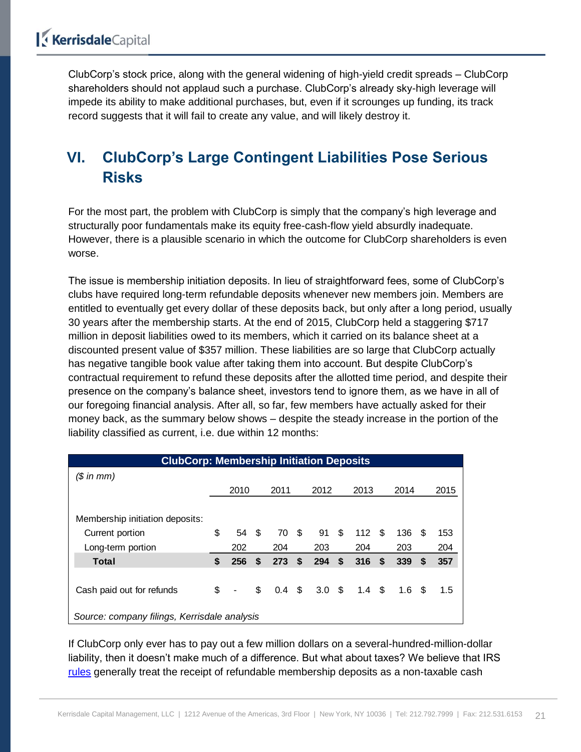ClubCorp's stock price, along with the general widening of high-yield credit spreads – ClubCorp shareholders should not applaud such a purchase. ClubCorp's already sky-high leverage will impede its ability to make additional purchases, but, even if it scrounges up funding, its track record suggests that it will fail to create any value, and will likely destroy it.

## VI. ClubCorp's Large Contingent Liabilities Pose Serious Risks

For the most part, the problem with ClubCorp is simply that the company's high leverage and structurally poor fundamentals make its equity free-cash-flow yield absurdly inadequate. However, there is a plausible scenario in which the outcome for ClubCorp shareholders is even worse.

The issue is membership initiation deposits. In lieu of straightforward fees, some of ClubCorp's clubs have required long-term refundable deposits whenever new members join. Members are entitled to eventually get every dollar of these deposits back, but only after a long period, usually 30 years after the membership starts. At the end of 2015, ClubCorp held a staggering $717 million in deposit liabilities owed to its members, which it carried on its balance sheet at a discounted present value of $357 million. These liabilities are so large that ClubCorp actually has negative tangible book value after taking them into account. But despite ClubCorp's contractual requirement to refund these deposits after the allotted time period, and despite their presence on the company's balance sheet, investors tend to ignore them, as we have in all of our foregoing financial analysis. After all, so far, few members have actually asked for their money back, as the summary below shows – despite the steady increase in the portion of the liability classified as current, i.e. due within 12 months:

**ClubCorp: Membership Initiation Deposits**

| *($ in mm)* | 2010 | 2011 | 2012 | 2013 | 2014 | 2015 |
|---|---|---|---|---|---|---|
| Membership initiation deposits: | | | | | | |
| Current portion | $ 54 | $ 70 | $ 91 | $ 112 | $ 136 | $ 153 |
| Long-term portion | 202 | 204 | 203 | 204 | 203 | 204 |
| **Total** | **$ 256** | **$ 273** | **$ 294** | **$ 316** | **$ 339** | **$ 357** |
| Cash paid out for refunds | $ - | $ 0.4 | $ 3.0 | $ 1.4 | $ 1.6 | $ 1.5 |

*Source: company filings, Kerrisdale analysis*

If ClubCorp only ever has to pay out a few million dollars on a several-hundred-million-dollar liability, then it doesn't make much of a difference. But what about taxes? We believe that IRS rules generally treat the receipt of refundable membership deposits as a non-taxable cash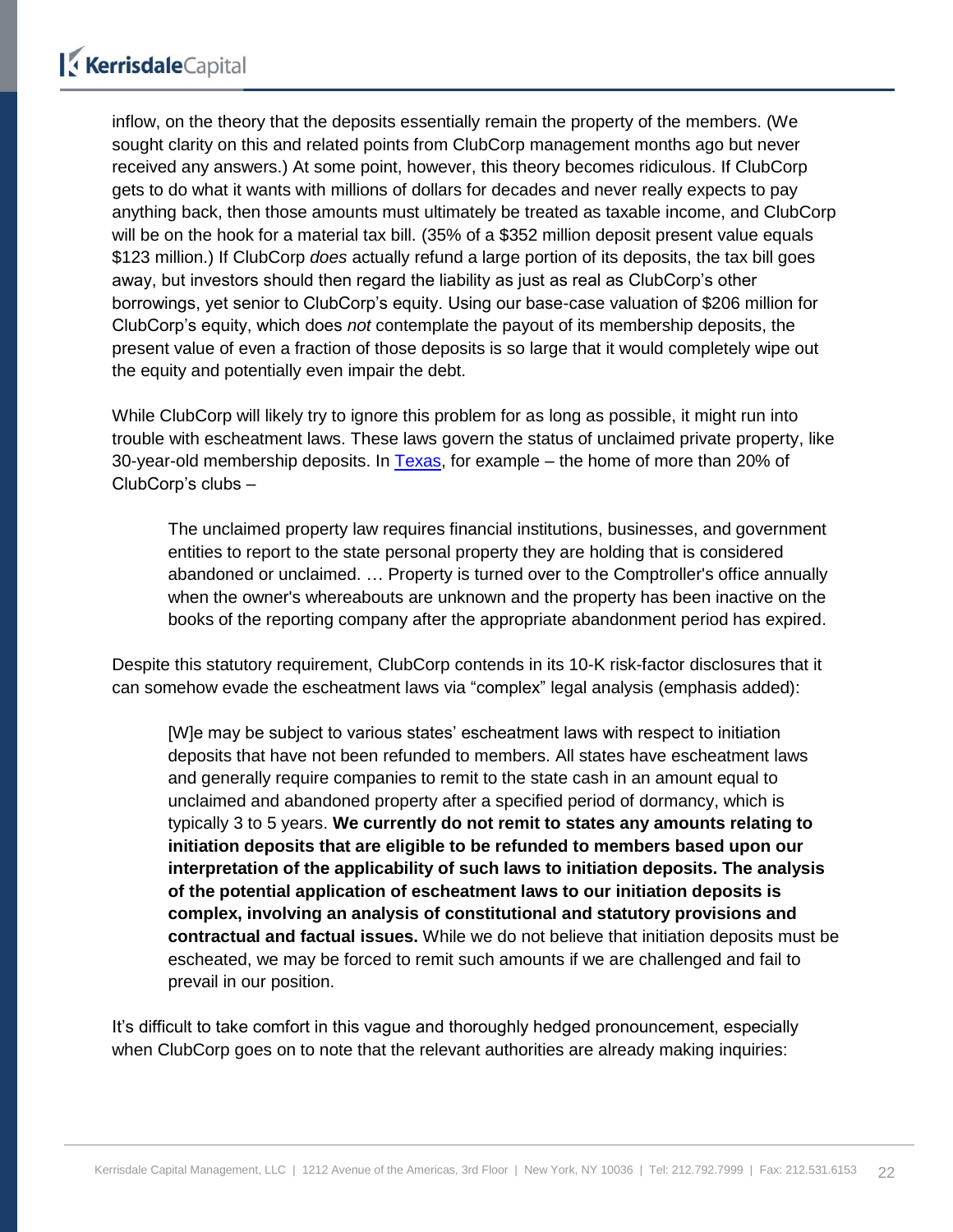inflow, on the theory that the deposits essentially remain the property of the members. (We sought clarity on this and related points from ClubCorp management months ago but never received any answers.) At some point, however, this theory becomes ridiculous. If ClubCorp gets to do what it wants with millions of dollars for decades and never really expects to pay anything back, then those amounts must ultimately be treated as taxable income, and ClubCorp will be on the hook for a material tax bill. (35% of a $352 million deposit present value equals $123 million.) If ClubCorp *does* actually refund a large portion of its deposits, the tax bill goes away, but investors should then regard the liability as just as real as ClubCorp's other borrowings, yet senior to ClubCorp's equity. Using our base-case valuation of $206 million for ClubCorp's equity, which does *not* contemplate the payout of its membership deposits, the present value of even a fraction of those deposits is so large that it would completely wipe out the equity and potentially even impair the debt.

While ClubCorp will likely try to ignore this problem for as long as possible, it might run into trouble with escheatment laws. These laws govern the status of unclaimed private property, like 30-year-old membership deposits. In Texas, for example – the home of more than 20% of ClubCorp's clubs –

> The unclaimed property law requires financial institutions, businesses, and government entities to report to the state personal property they are holding that is considered abandoned or unclaimed. … Property is turned over to the Comptroller's office annually when the owner's whereabouts are unknown and the property has been inactive on the books of the reporting company after the appropriate abandonment period has expired.

Despite this statutory requirement, ClubCorp contends in its 10-K risk-factor disclosures that it can somehow evade the escheatment laws via "complex" legal analysis (emphasis added):

> [W]e may be subject to various states' escheatment laws with respect to initiation deposits that have not been refunded to members. All states have escheatment laws and generally require companies to remit to the state cash in an amount equal to unclaimed and abandoned property after a specified period of dormancy, which is typically 3 to 5 years. **We currently do not remit to states any amounts relating to initiation deposits that are eligible to be refunded to members based upon our interpretation of the applicability of such laws to initiation deposits. The analysis of the potential application of escheatment laws to our initiation deposits is complex, involving an analysis of constitutional and statutory provisions and contractual and factual issues.** While we do not believe that initiation deposits must be escheated, we may be forced to remit such amounts if we are challenged and fail to prevail in our position.

It's difficult to take comfort in this vague and thoroughly hedged pronouncement, especially when ClubCorp goes on to note that the relevant authorities are already making inquiries: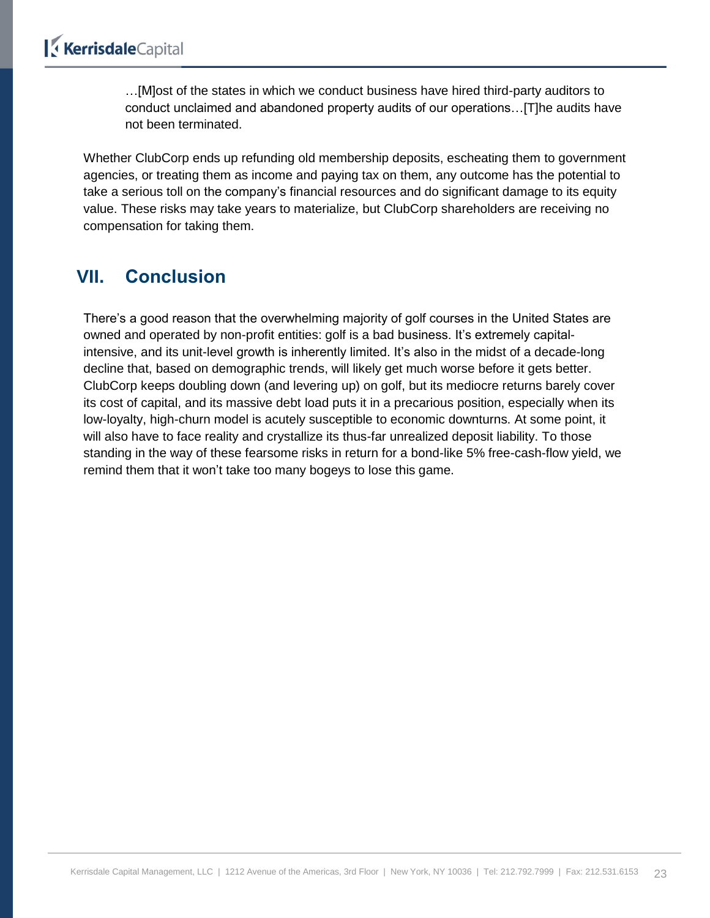> …[M]ost of the states in which we conduct business have hired third-party auditors to conduct unclaimed and abandoned property audits of our operations…[T]he audits have not been terminated.

Whether ClubCorp ends up refunding old membership deposits, escheating them to government agencies, or treating them as income and paying tax on them, any outcome has the potential to take a serious toll on the company's financial resources and do significant damage to its equity value. These risks may take years to materialize, but ClubCorp shareholders are receiving no compensation for taking them.

## VII. Conclusion

There's a good reason that the overwhelming majority of golf courses in the United States are owned and operated by non-profit entities: golf is a bad business. It's extremely capital-intensive, and its unit-level growth is inherently limited. It's also in the midst of a decade-long decline that, based on demographic trends, will likely get much worse before it gets better. ClubCorp keeps doubling down (and levering up) on golf, but its mediocre returns barely cover its cost of capital, and its massive debt load puts it in a precarious position, especially when its low-loyalty, high-churn model is acutely susceptible to economic downturns. At some point, it will also have to face reality and crystallize its thus-far unrealized deposit liability. To those standing in the way of these fearsome risks in return for a bond-like 5% free-cash-flow yield, we remind them that it won't take too many bogeys to lose this game.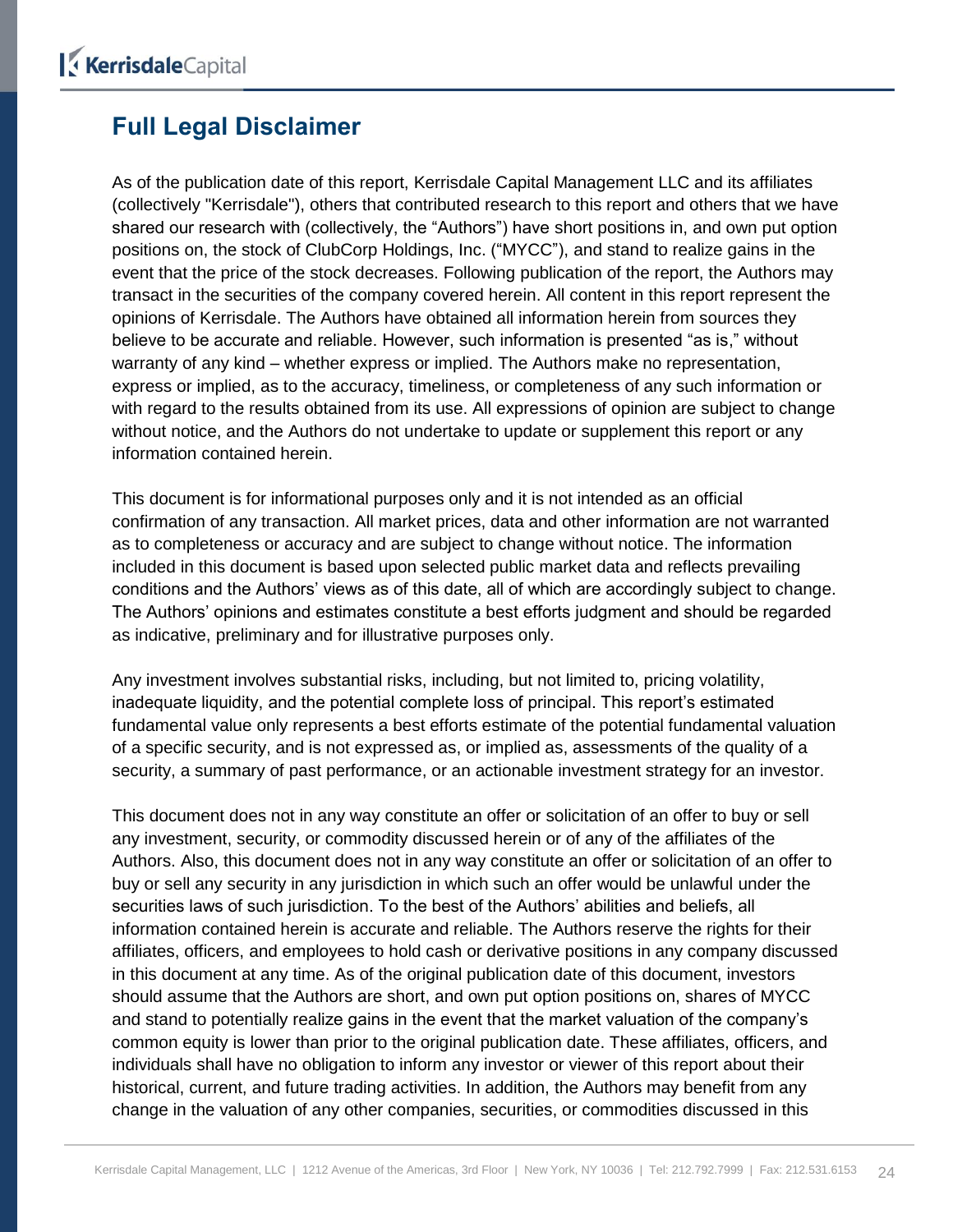## Full Legal Disclaimer

As of the publication date of this report, Kerrisdale Capital Management LLC and its affiliates (collectively "Kerrisdale"), others that contributed research to this report and others that we have shared our research with (collectively, the "Authors") have short positions in, and own put option positions on, the stock of ClubCorp Holdings, Inc. ("MYCC"), and stand to realize gains in the event that the price of the stock decreases. Following publication of the report, the Authors may transact in the securities of the company covered herein. All content in this report represent the opinions of Kerrisdale. The Authors have obtained all information herein from sources they believe to be accurate and reliable. However, such information is presented "as is," without warranty of any kind – whether express or implied. The Authors make no representation, express or implied, as to the accuracy, timeliness, or completeness of any such information or with regard to the results obtained from its use. All expressions of opinion are subject to change without notice, and the Authors do not undertake to update or supplement this report or any information contained herein.

This document is for informational purposes only and it is not intended as an official confirmation of any transaction. All market prices, data and other information are not warranted as to completeness or accuracy and are subject to change without notice. The information included in this document is based upon selected public market data and reflects prevailing conditions and the Authors' views as of this date, all of which are accordingly subject to change. The Authors' opinions and estimates constitute a best efforts judgment and should be regarded as indicative, preliminary and for illustrative purposes only.

Any investment involves substantial risks, including, but not limited to, pricing volatility, inadequate liquidity, and the potential complete loss of principal. This report's estimated fundamental value only represents a best efforts estimate of the potential fundamental valuation of a specific security, and is not expressed as, or implied as, assessments of the quality of a security, a summary of past performance, or an actionable investment strategy for an investor.

This document does not in any way constitute an offer or solicitation of an offer to buy or sell any investment, security, or commodity discussed herein or of any of the affiliates of the Authors. Also, this document does not in any way constitute an offer or solicitation of an offer to buy or sell any security in any jurisdiction in which such an offer would be unlawful under the securities laws of such jurisdiction. To the best of the Authors' abilities and beliefs, all information contained herein is accurate and reliable. The Authors reserve the rights for their affiliates, officers, and employees to hold cash or derivative positions in any company discussed in this document at any time. As of the original publication date of this document, investors should assume that the Authors are short, and own put option positions on, shares of MYCC and stand to potentially realize gains in the event that the market valuation of the company's common equity is lower than prior to the original publication date. These affiliates, officers, and individuals shall have no obligation to inform any investor or viewer of this report about their historical, current, and future trading activities. In addition, the Authors may benefit from any change in the valuation of any other companies, securities, or commodities discussed in this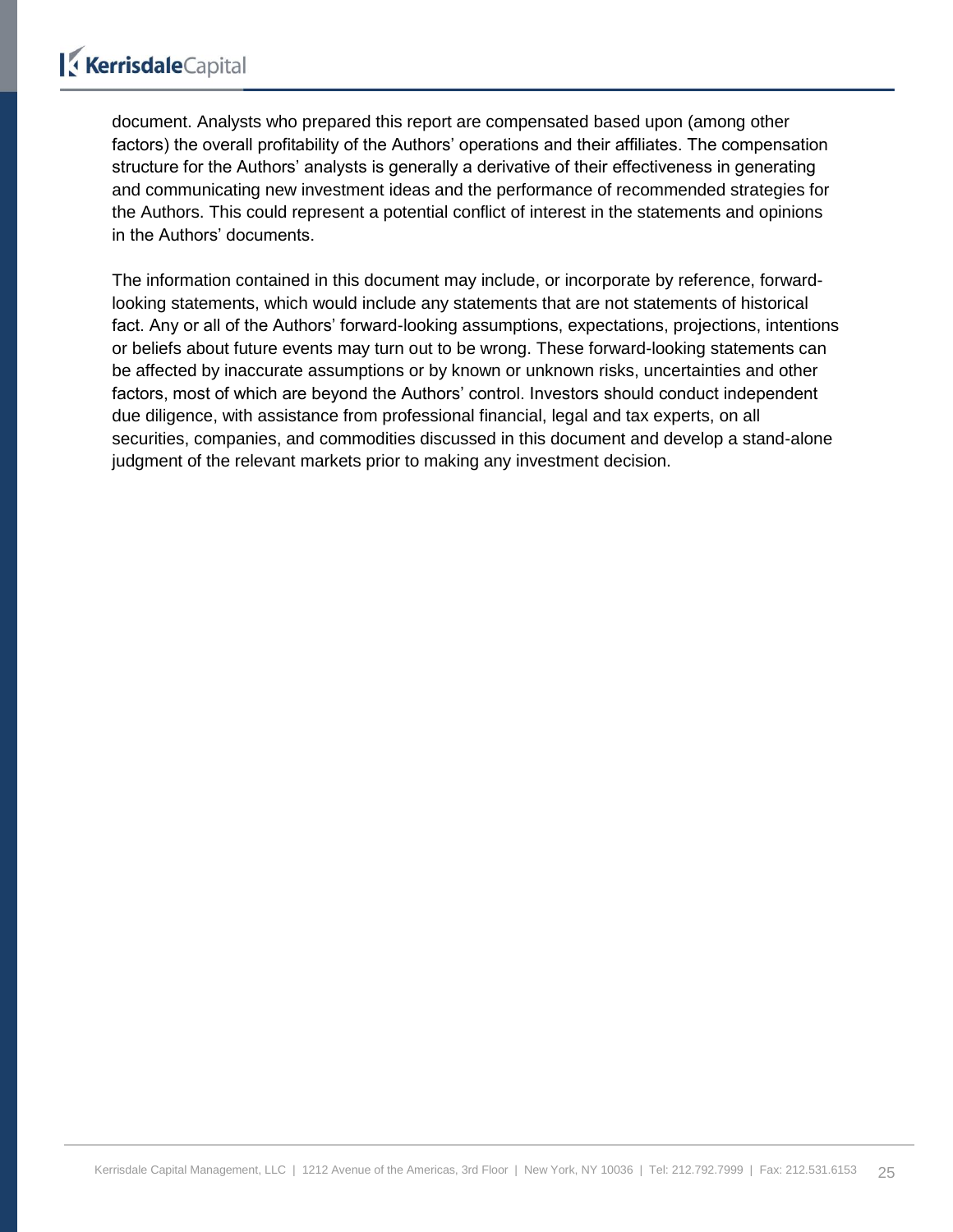document. Analysts who prepared this report are compensated based upon (among other factors) the overall profitability of the Authors' operations and their affiliates. The compensation structure for the Authors' analysts is generally a derivative of their effectiveness in generating and communicating new investment ideas and the performance of recommended strategies for the Authors. This could represent a potential conflict of interest in the statements and opinions in the Authors' documents.

The information contained in this document may include, or incorporate by reference, forward-looking statements, which would include any statements that are not statements of historical fact. Any or all of the Authors' forward-looking assumptions, expectations, projections, intentions or beliefs about future events may turn out to be wrong. These forward-looking statements can be affected by inaccurate assumptions or by known or unknown risks, uncertainties and other factors, most of which are beyond the Authors' control. Investors should conduct independent due diligence, with assistance from professional financial, legal and tax experts, on all securities, companies, and commodities discussed in this document and develop a stand-alone judgment of the relevant markets prior to making any investment decision.